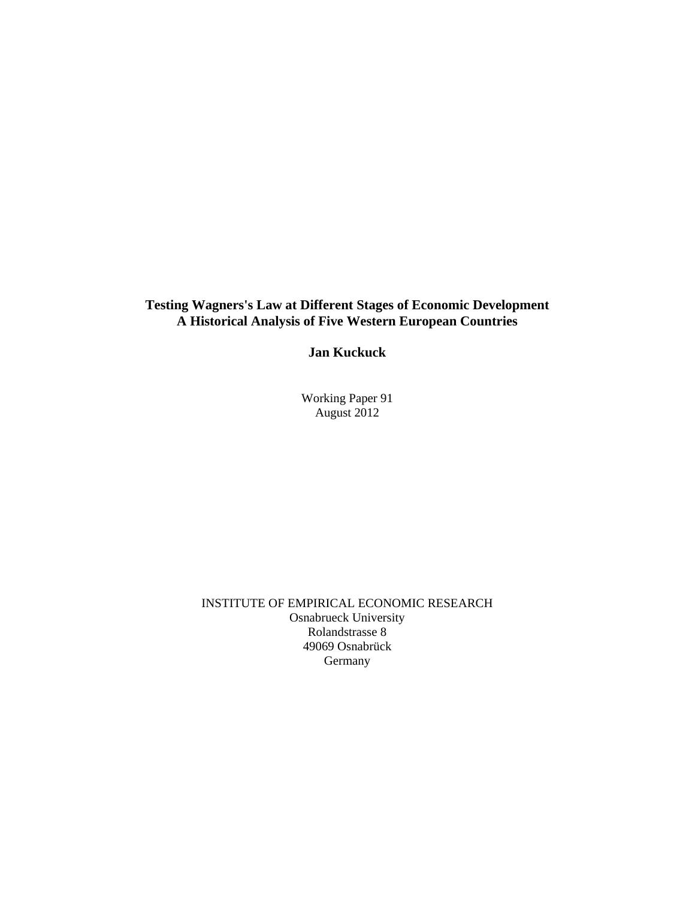# Testing Wagners's Law at Different Stages of Economic Development
# A Historical Analysis of Five Western European Countries

**Jan Kuckuck**

Working Paper 91
August 2012

INSTITUTE OF EMPIRICAL ECONOMIC RESEARCH
Osnabrueck University
Rolandstrasse 8
49069 Osnabrück
Germany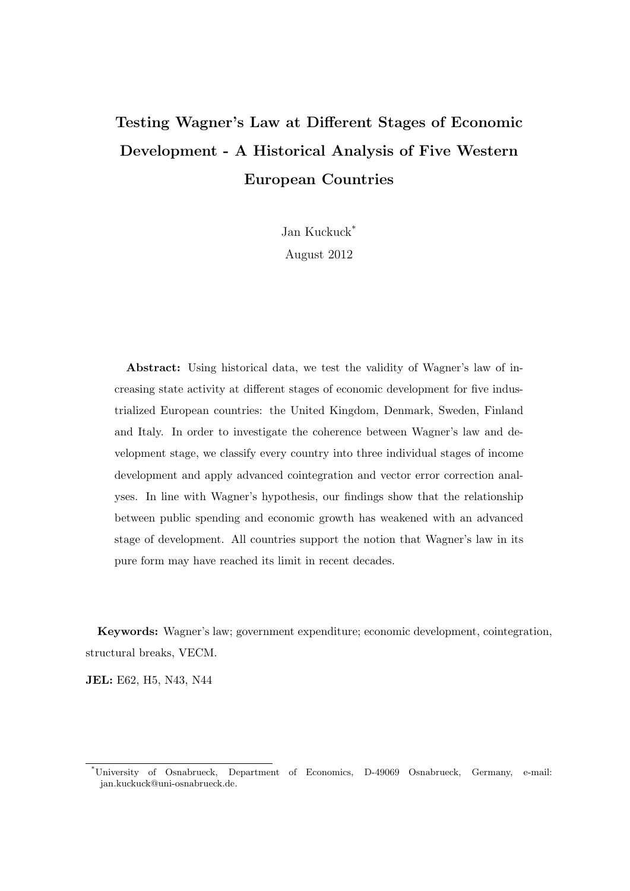# Testing Wagner's Law at Different Stages of Economic Development - A Historical Analysis of Five Western European Countries

Jan Kuckuck*

August 2012

**Abstract:** Using historical data, we test the validity of Wagner's law of increasing state activity at different stages of economic development for five industrialized European countries: the United Kingdom, Denmark, Sweden, Finland and Italy. In order to investigate the coherence between Wagner's law and development stage, we classify every country into three individual stages of income development and apply advanced cointegration and vector error correction analyses. In line with Wagner's hypothesis, our findings show that the relationship between public spending and economic growth has weakened with an advanced stage of development. All countries support the notion that Wagner's law in its pure form may have reached its limit in recent decades.

**Keywords:** Wagner's law; government expenditure; economic development, cointegration, structural breaks, VECM.

**JEL:** E62, H5, N43, N44

*University of Osnabrueck, Department of Economics, D-49069 Osnabrueck, Germany, e-mail: jan.kuckuck@uni-osnabrueck.de.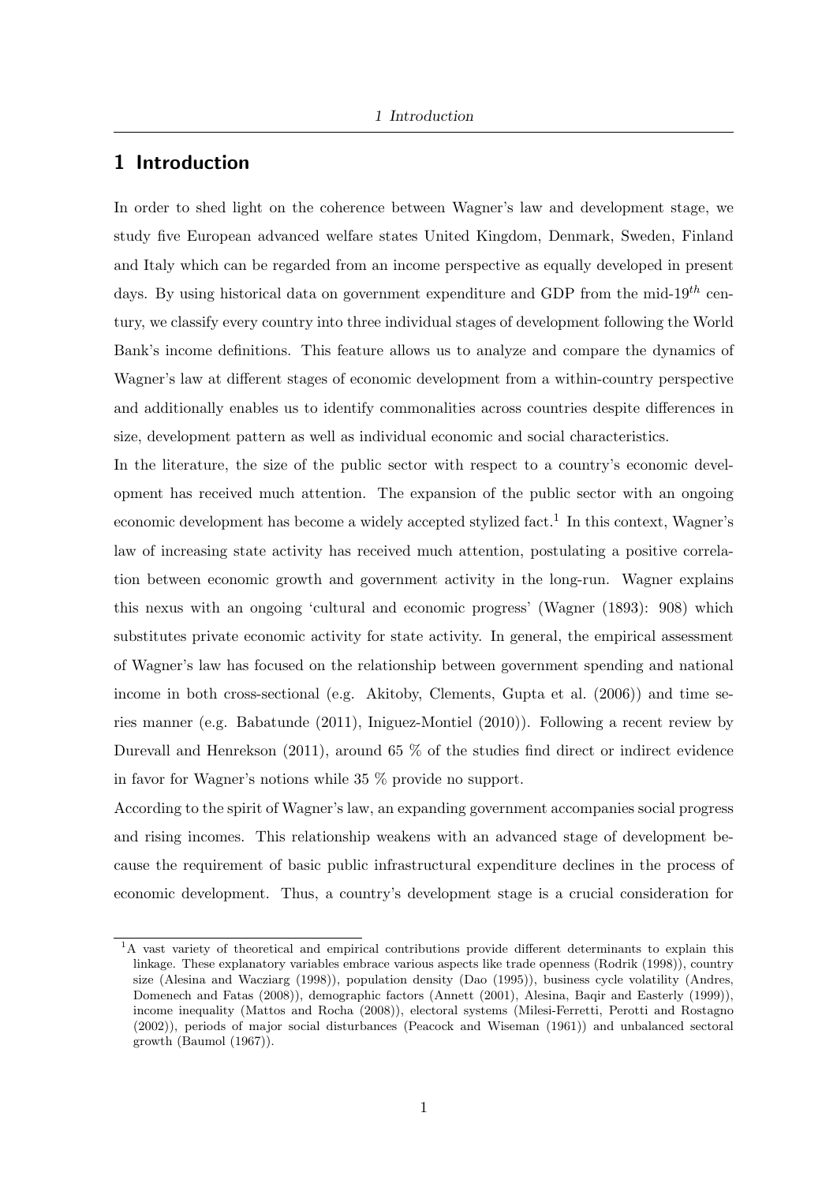# 1 Introduction

In order to shed light on the coherence between Wagner's law and development stage, we study five European advanced welfare states United Kingdom, Denmark, Sweden, Finland and Italy which can be regarded from an income perspective as equally developed in present days. By using historical data on government expenditure and GDP from the mid-19$^{th}$ century, we classify every country into three individual stages of development following the World Bank's income definitions. This feature allows us to analyze and compare the dynamics of Wagner's law at different stages of economic development from a within-country perspective and additionally enables us to identify commonalities across countries despite differences in size, development pattern as well as individual economic and social characteristics.

In the literature, the size of the public sector with respect to a country's economic development has received much attention. The expansion of the public sector with an ongoing economic development has become a widely accepted stylized fact.[1] In this context, Wagner's law of increasing state activity has received much attention, postulating a positive correlation between economic growth and government activity in the long-run. Wagner explains this nexus with an ongoing 'cultural and economic progress' (Wagner (1893): 908) which substitutes private economic activity for state activity. In general, the empirical assessment of Wagner's law has focused on the relationship between government spending and national income in both cross-sectional (e.g. Akitoby, Clements, Gupta et al. (2006)) and time series manner (e.g. Babatunde (2011), Iniguez-Montiel (2010)). Following a recent review by Durevall and Henrekson (2011), around 65 % of the studies find direct or indirect evidence in favor for Wagner's notions while 35 % provide no support.

According to the spirit of Wagner's law, an expanding government accompanies social progress and rising incomes. This relationship weakens with an advanced stage of development because the requirement of basic public infrastructural expenditure declines in the process of economic development. Thus, a country's development stage is a crucial consideration for

[1] A vast variety of theoretical and empirical contributions provide different determinants to explain this linkage. These explanatory variables embrace various aspects like trade openness (Rodrik (1998)), country size (Alesina and Wacziarg (1998)), population density (Dao (1995)), business cycle volatility (Andres, Domenech and Fatas (2008)), demographic factors (Annett (2001), Alesina, Baqir and Easterly (1999)), income inequality (Mattos and Rocha (2008)), electoral systems (Milesi-Ferretti, Perotti and Rostagno (2002)), periods of major social disturbances (Peacock and Wiseman (1961)) and unbalanced sectoral growth (Baumol (1967)).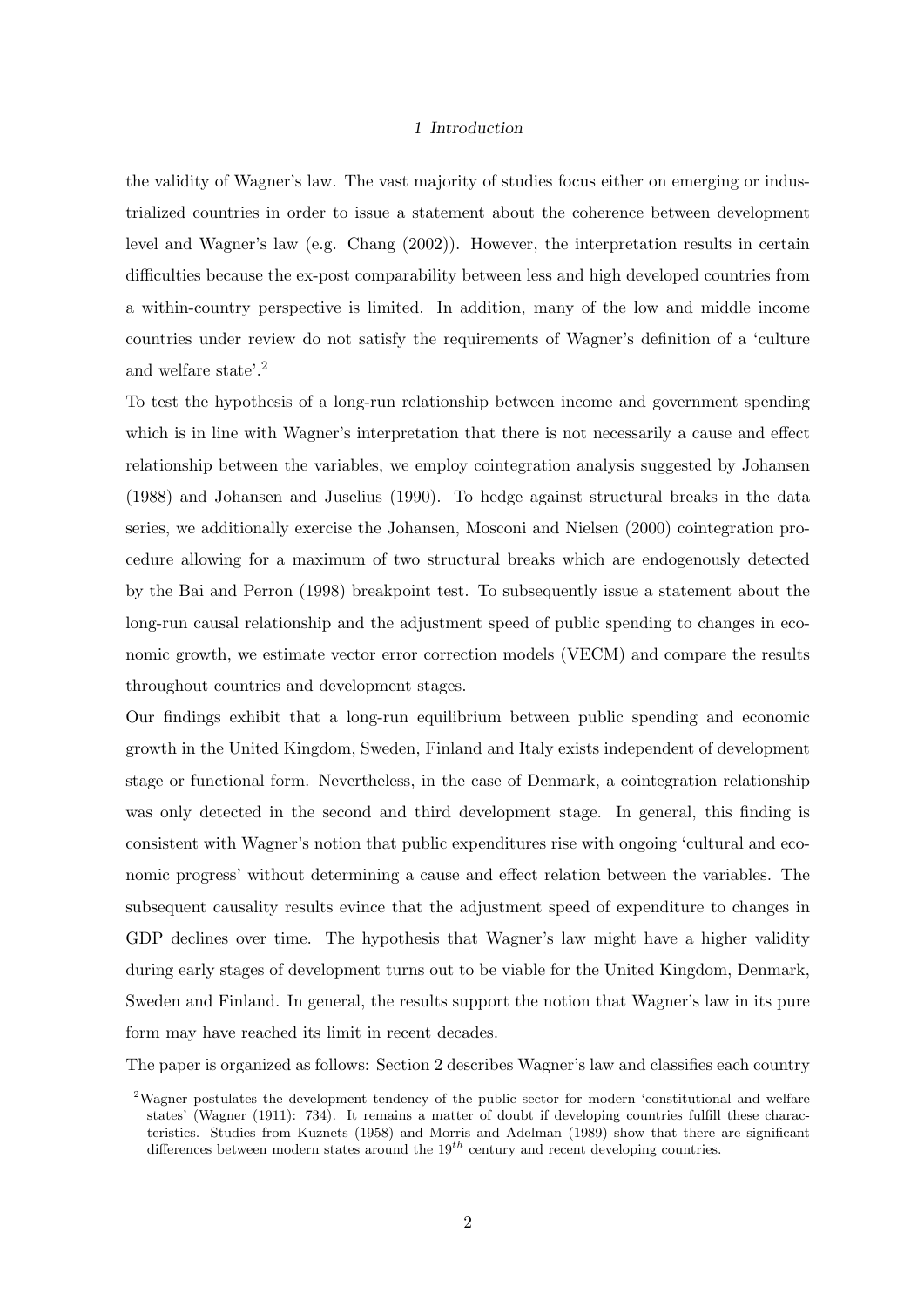the validity of Wagner's law. The vast majority of studies focus either on emerging or industrialized countries in order to issue a statement about the coherence between development level and Wagner's law (e.g. Chang (2002)). However, the interpretation results in certain difficulties because the ex-post comparability between less and high developed countries from a within-country perspective is limited. In addition, many of the low and middle income countries under review do not satisfy the requirements of Wagner's definition of a 'culture and welfare state'.[2]

To test the hypothesis of a long-run relationship between income and government spending which is in line with Wagner's interpretation that there is not necessarily a cause and effect relationship between the variables, we employ cointegration analysis suggested by Johansen (1988) and Johansen and Juselius (1990). To hedge against structural breaks in the data series, we additionally exercise the Johansen, Mosconi and Nielsen (2000) cointegration procedure allowing for a maximum of two structural breaks which are endogenously detected by the Bai and Perron (1998) breakpoint test. To subsequently issue a statement about the long-run causal relationship and the adjustment speed of public spending to changes in economic growth, we estimate vector error correction models (VECM) and compare the results throughout countries and development stages.

Our findings exhibit that a long-run equilibrium between public spending and economic growth in the United Kingdom, Sweden, Finland and Italy exists independent of development stage or functional form. Nevertheless, in the case of Denmark, a cointegration relationship was only detected in the second and third development stage. In general, this finding is consistent with Wagner's notion that public expenditures rise with ongoing 'cultural and economic progress' without determining a cause and effect relation between the variables. The subsequent causality results evince that the adjustment speed of expenditure to changes in GDP declines over time. The hypothesis that Wagner's law might have a higher validity during early stages of development turns out to be viable for the United Kingdom, Denmark, Sweden and Finland. In general, the results support the notion that Wagner's law in its pure form may have reached its limit in recent decades.

The paper is organized as follows: Section 2 describes Wagner's law and classifies each country

[2]Wagner postulates the development tendency of the public sector for modern 'constitutional and welfare states' (Wagner (1911): 734). It remains a matter of doubt if developing countries fulfill these characteristics. Studies from Kuznets (1958) and Morris and Adelman (1989) show that there are significant differences between modern states around the $19^{th}$ century and recent developing countries.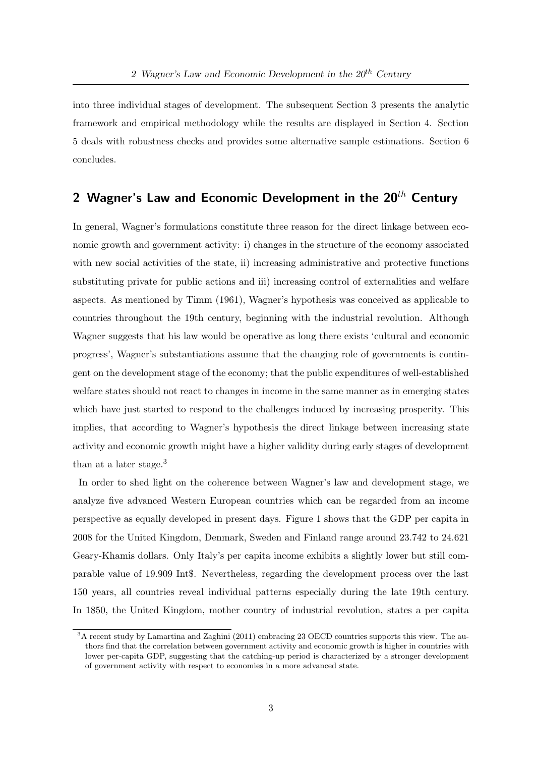into three individual stages of development. The subsequent Section 3 presents the analytic framework and empirical methodology while the results are displayed in Section 4. Section 5 deals with robustness checks and provides some alternative sample estimations. Section 6 concludes.

## 2 Wagner's Law and Economic Development in the 20$^{th}$ Century

In general, Wagner's formulations constitute three reason for the direct linkage between economic growth and government activity: i) changes in the structure of the economy associated with new social activities of the state, ii) increasing administrative and protective functions substituting private for public actions and iii) increasing control of externalities and welfare aspects. As mentioned by Timm (1961), Wagner's hypothesis was conceived as applicable to countries throughout the 19th century, beginning with the industrial revolution. Although Wagner suggests that his law would be operative as long there exists 'cultural and economic progress', Wagner's substantiations assume that the changing role of governments is contingent on the development stage of the economy; that the public expenditures of well-established welfare states should not react to changes in income in the same manner as in emerging states which have just started to respond to the challenges induced by increasing prosperity. This implies, that according to Wagner's hypothesis the direct linkage between increasing state activity and economic growth might have a higher validity during early stages of development than at a later stage.[3]

In order to shed light on the coherence between Wagner's law and development stage, we analyze five advanced Western European countries which can be regarded from an income perspective as equally developed in present days. Figure 1 shows that the GDP per capita in 2008 for the United Kingdom, Denmark, Sweden and Finland range around 23.742 to 24.621 Geary-Khamis dollars. Only Italy's per capita income exhibits a slightly lower but still comparable value of 19.909 Int$. Nevertheless, regarding the development process over the last 150 years, all countries reveal individual patterns especially during the late 19th century. In 1850, the United Kingdom, mother country of industrial revolution, states a per capita

[3] A recent study by Lamartina and Zaghini (2011) embracing 23 OECD countries supports this view. The authors find that the correlation between government activity and economic growth is higher in countries with lower per-capita GDP, suggesting that the catching-up period is characterized by a stronger development of government activity with respect to economies in a more advanced state.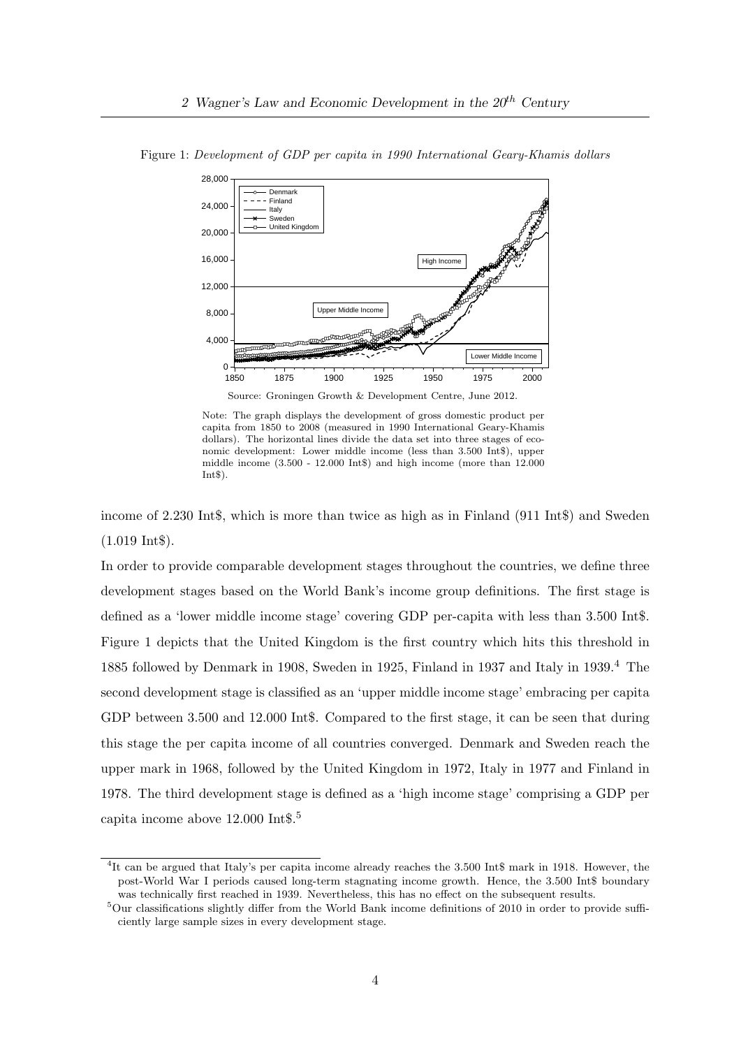Figure 1: *Development of GDP per capita in 1990 International Geary-Khamis dollars*

Source: Groningen Growth & Development Centre, June 2012.

Note: The graph displays the development of gross domestic product per capita from 1850 to 2008 (measured in 1990 International Geary-Khamis dollars). The horizontal lines divide the data set into three stages of economic development: Lower middle income (less than 3.500 Int$), upper middle income (3.500 - 12.000 Int$) and high income (more than 12.000 Int$).

income of 2.230 Int$, which is more than twice as high as in Finland (911 Int$) and Sweden (1.019 Int$).

In order to provide comparable development stages throughout the countries, we define three development stages based on the World Bank's income group definitions. The first stage is defined as a 'lower middle income stage' covering GDP per-capita with less than 3.500 Int$. Figure 1 depicts that the United Kingdom is the first country which hits this threshold in 1885 followed by Denmark in 1908, Sweden in 1925, Finland in 1937 and Italy in 1939.[4] The second development stage is classified as an 'upper middle income stage' embracing per capita GDP between 3.500 and 12.000 Int$. Compared to the first stage, it can be seen that during this stage the per capita income of all countries converged. Denmark and Sweden reach the upper mark in 1968, followed by the United Kingdom in 1972, Italy in 1977 and Finland in 1978. The third development stage is defined as a 'high income stage' comprising a GDP per capita income above 12.000 Int$.[5]

[4] It can be argued that Italy's per capita income already reaches the 3.500 Int$ mark in 1918. However, the post-World War I periods caused long-term stagnating income growth. Hence, the 3.500 Int$ boundary was technically first reached in 1939. Nevertheless, this has no effect on the subsequent results.

[5] Our classifications slightly differ from the World Bank income definitions of 2010 in order to provide sufficiently large sample sizes in every development stage.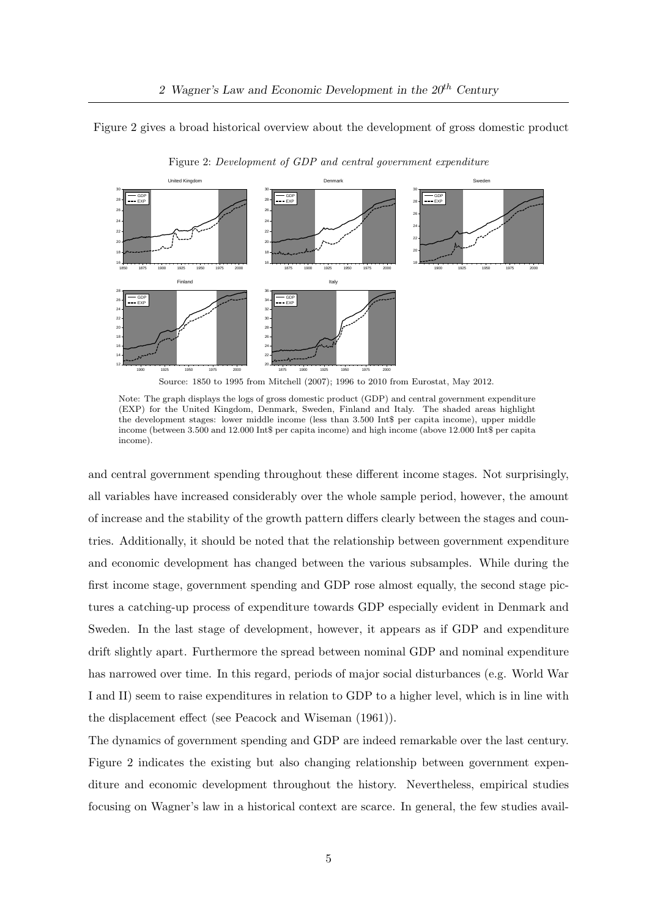Figure 2 gives a broad historical overview about the development of gross domestic product

Figure 2: *Development of GDP and central government expenditure*

Source: 1850 to 1995 from Mitchell (2007); 1996 to 2010 from Eurostat, May 2012.

Note: The graph displays the logs of gross domestic product (GDP) and central government expenditure (EXP) for the United Kingdom, Denmark, Sweden, Finland and Italy. The shaded areas highlight the development stages: lower middle income (less than 3.500 Int$ per capita income), upper middle income (between 3.500 and 12.000 Int$ per capita income) and high income (above 12.000 Int$ per capita income).

and central government spending throughout these different income stages. Not surprisingly, all variables have increased considerably over the whole sample period, however, the amount of increase and the stability of the growth pattern differs clearly between the stages and countries. Additionally, it should be noted that the relationship between government expenditure and economic development has changed between the various subsamples. While during the first income stage, government spending and GDP rose almost equally, the second stage pictures a catching-up process of expenditure towards GDP especially evident in Denmark and Sweden. In the last stage of development, however, it appears as if GDP and expenditure drift slightly apart. Furthermore the spread between nominal GDP and nominal expenditure has narrowed over time. In this regard, periods of major social disturbances (e.g. World War I and II) seem to raise expenditures in relation to GDP to a higher level, which is in line with the displacement effect (see Peacock and Wiseman (1961)).

The dynamics of government spending and GDP are indeed remarkable over the last century. Figure 2 indicates the existing but also changing relationship between government expenditure and economic development throughout the history. Nevertheless, empirical studies focusing on Wagner's law in a historical context are scarce. In general, the few studies avail-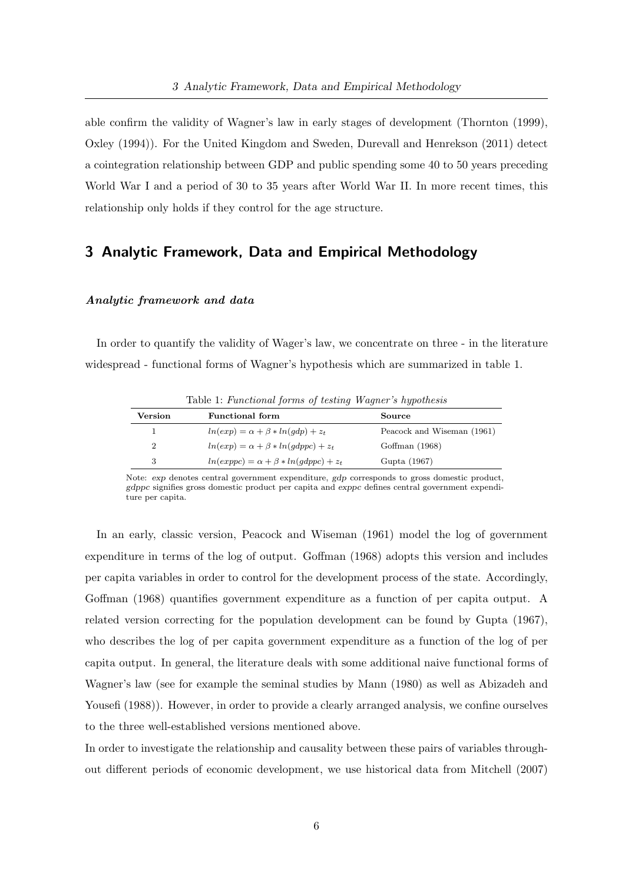able confirm the validity of Wagner's law in early stages of development (Thornton (1999), Oxley (1994)). For the United Kingdom and Sweden, Durevall and Henrekson (2011) detect a cointegration relationship between GDP and public spending some 40 to 50 years preceding World War I and a period of 30 to 35 years after World War II. In more recent times, this relationship only holds if they control for the age structure.

## 3 Analytic Framework, Data and Empirical Methodology

#### *Analytic framework and data*

In order to quantify the validity of Wager's law, we concentrate on three - in the literature widespread - functional forms of Wagner's hypothesis which are summarized in table 1.

Table 1: *Functional forms of testing Wagner's hypothesis*

| Version | Functional form | Source |
|---|---|---|
| 1 | $ln(exp) = \alpha + \beta * ln(gdp) + z_t$ | Peacock and Wiseman (1961) |
| 2 | $ln(exp) = \alpha + \beta * ln(gdppc) + z_t$ | Goffman (1968) |
| 3 | $ln(exppc) = \alpha + \beta * ln(gdppc) + z_t$ | Gupta (1967) |

Note: *exp* denotes central government expenditure, *gdp* corresponds to gross domestic product, *gdppc* signifies gross domestic product per capita and *exppc* defines central government expenditure per capita.

In an early, classic version, Peacock and Wiseman (1961) model the log of government expenditure in terms of the log of output. Goffman (1968) adopts this version and includes per capita variables in order to control for the development process of the state. Accordingly, Goffman (1968) quantifies government expenditure as a function of per capita output. A related version correcting for the population development can be found by Gupta (1967), who describes the log of per capita government expenditure as a function of the log of per capita output. In general, the literature deals with some additional naive functional forms of Wagner's law (see for example the seminal studies by Mann (1980) as well as Abizadeh and Yousefi (1988)). However, in order to provide a clearly arranged analysis, we confine ourselves to the three well-established versions mentioned above.

In order to investigate the relationship and causality between these pairs of variables throughout different periods of economic development, we use historical data from Mitchell (2007)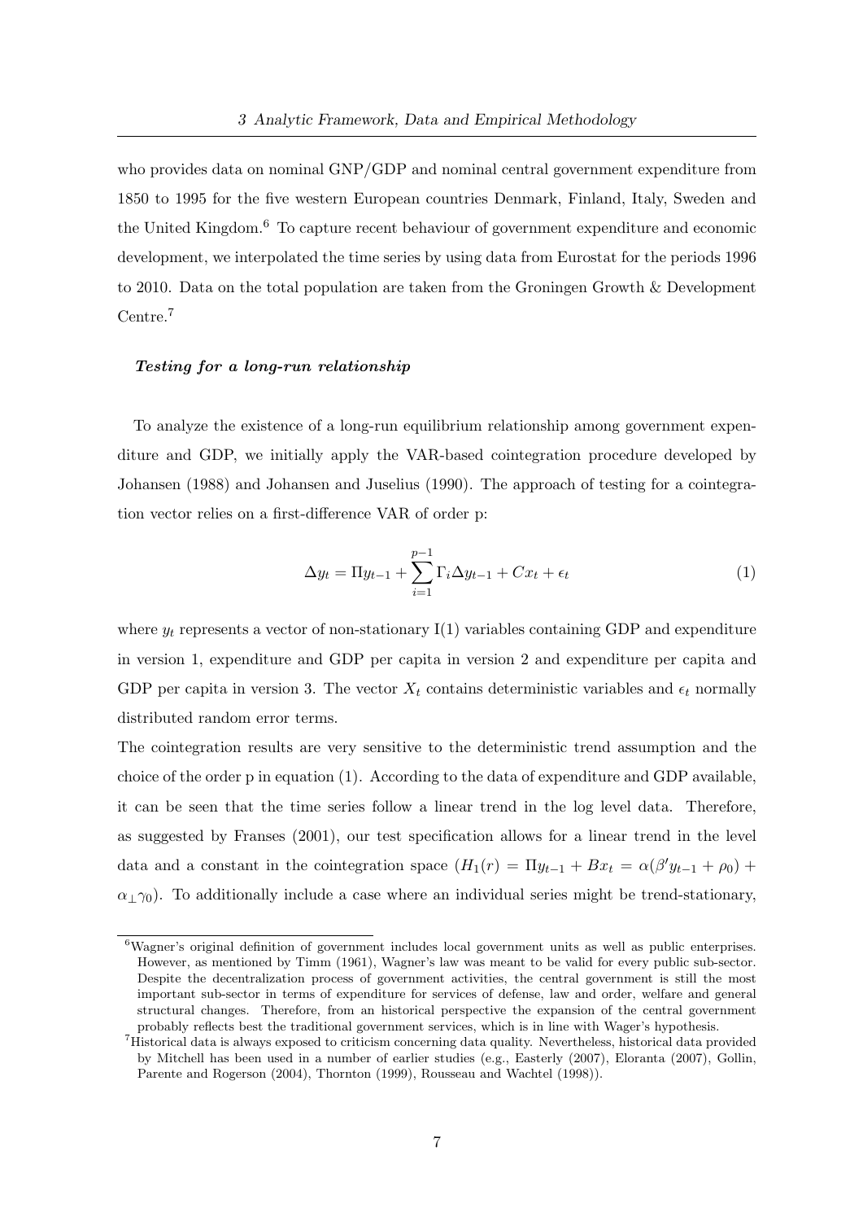who provides data on nominal GNP/GDP and nominal central government expenditure from 1850 to 1995 for the five western European countries Denmark, Finland, Italy, Sweden and the United Kingdom.[6] To capture recent behaviour of government expenditure and economic development, we interpolated the time series by using data from Eurostat for the periods 1996 to 2010. Data on the total population are taken from the Groningen Growth & Development Centre.[7]

***Testing for a long-run relationship***

To analyze the existence of a long-run equilibrium relationship among government expenditure and GDP, we initially apply the VAR-based cointegration procedure developed by Johansen (1988) and Johansen and Juselius (1990). The approach of testing for a cointegration vector relies on a first-difference VAR of order p:

$$\Delta y_t = \Pi y_{t-1} + \sum_{i=1}^{p-1} \Gamma_i \Delta y_{t-1} + C x_t + \epsilon_t \tag{1}$$

where $y_t$ represents a vector of non-stationary I(1) variables containing GDP and expenditure in version 1, expenditure and GDP per capita in version 2 and expenditure per capita and GDP per capita in version 3. The vector $X_t$ contains deterministic variables and $\epsilon_t$ normally distributed random error terms.

The cointegration results are very sensitive to the deterministic trend assumption and the choice of the order p in equation (1). According to the data of expenditure and GDP available, it can be seen that the time series follow a linear trend in the log level data. Therefore, as suggested by Franses (2001), our test specification allows for a linear trend in the level data and a constant in the cointegration space ($H_1(r) = \Pi y_{t-1} + B x_t = \alpha(\beta' y_{t-1} + \rho_0) + \alpha_{\perp}\gamma_0$). To additionally include a case where an individual series might be trend-stationary,

[6] Wagner's original definition of government includes local government units as well as public enterprises. However, as mentioned by Timm (1961), Wagner's law was meant to be valid for every public sub-sector. Despite the decentralization process of government activities, the central government is still the most important sub-sector in terms of expenditure for services of defense, law and order, welfare and general structural changes. Therefore, from an historical perspective the expansion of the central government probably reflects best the traditional government services, which is in line with Wager's hypothesis.

[7] Historical data is always exposed to criticism concerning data quality. Nevertheless, historical data provided by Mitchell has been used in a number of earlier studies (e.g., Easterly (2007), Eloranta (2007), Gollin, Parente and Rogerson (2004), Thornton (1999), Rousseau and Wachtel (1998)).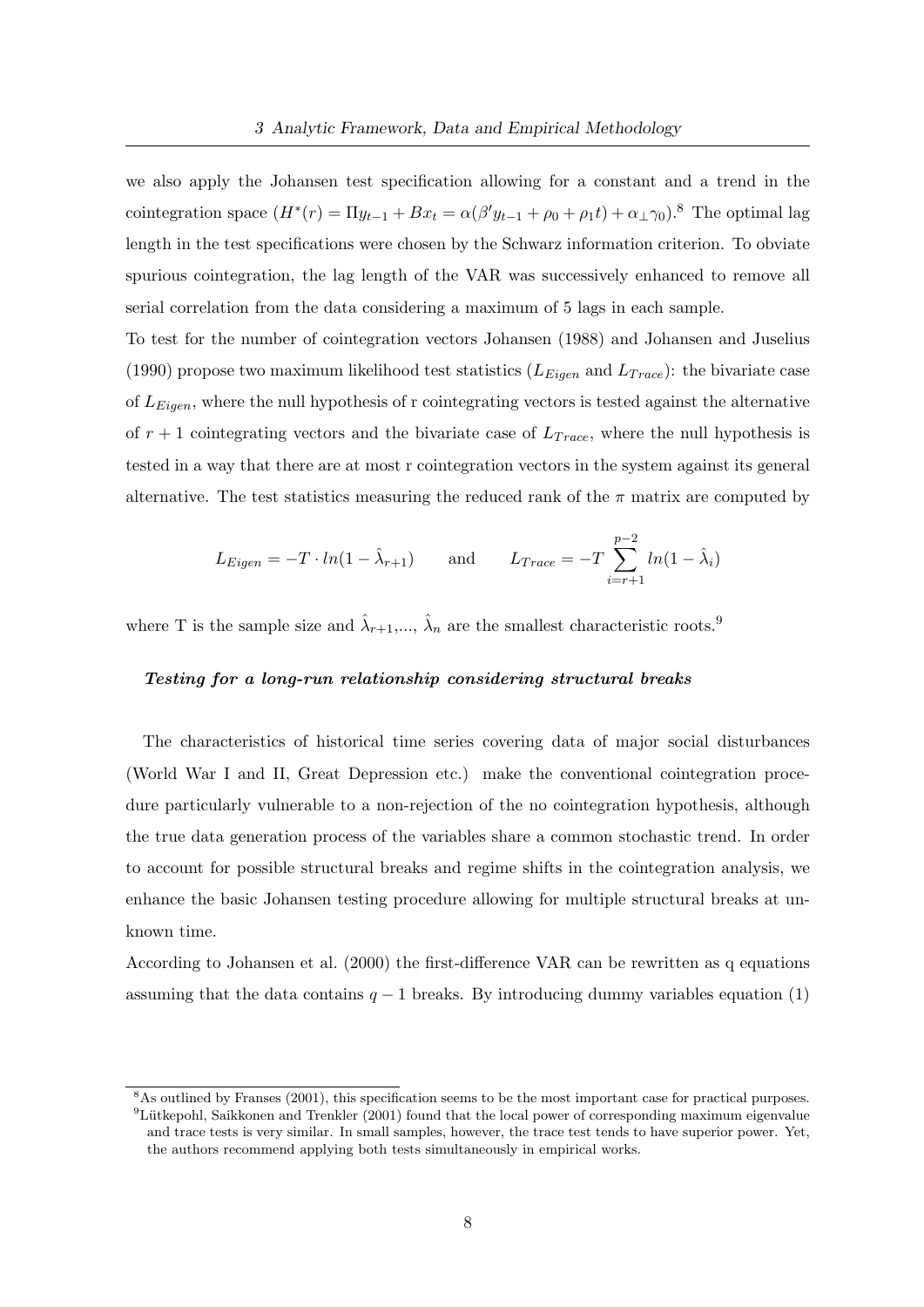we also apply the Johansen test specification allowing for a constant and a trend in the cointegration space ($H^*(r) = \Pi y_{t-1} + Bx_t = \alpha(\beta' y_{t-1} + \rho_0 + \rho_1 t) + \alpha_\perp \gamma_0$).[8] The optimal lag length in the test specifications were chosen by the Schwarz information criterion. To obviate spurious cointegration, the lag length of the VAR was successively enhanced to remove all serial correlation from the data considering a maximum of 5 lags in each sample.

To test for the number of cointegration vectors Johansen (1988) and Johansen and Juselius (1990) propose two maximum likelihood test statistics ($L_{Eigen}$ and $L_{Trace}$): the bivariate case of $L_{Eigen}$, where the null hypothesis of r cointegrating vectors is tested against the alternative of $r + 1$ cointegrating vectors and the bivariate case of $L_{Trace}$, where the null hypothesis is tested in a way that there are at most r cointegration vectors in the system against its general alternative. The test statistics measuring the reduced rank of the $\pi$ matrix are computed by

$$L_{Eigen} = -T \cdot ln(1 - \hat{\lambda}_{r+1}) \qquad \text{and} \qquad L_{Trace} = -T \sum_{i=r+1}^{p-2} ln(1 - \hat{\lambda}_i)$$

where T is the sample size and $\hat{\lambda}_{r+1}$,..., $\hat{\lambda}_n$ are the smallest characteristic roots.[9]

***Testing for a long-run relationship considering structural breaks***

The characteristics of historical time series covering data of major social disturbances (World War I and II, Great Depression etc.) make the conventional cointegration procedure particularly vulnerable to a non-rejection of the no cointegration hypothesis, although the true data generation process of the variables share a common stochastic trend. In order to account for possible structural breaks and regime shifts in the cointegration analysis, we enhance the basic Johansen testing procedure allowing for multiple structural breaks at unknown time.

According to Johansen et al. (2000) the first-difference VAR can be rewritten as q equations assuming that the data contains $q - 1$ breaks. By introducing dummy variables equation (1)

[8] As outlined by Franses (2001), this specification seems to be the most important case for practical purposes.

[9] Lütkepohl, Saikkonen and Trenkler (2001) found that the local power of corresponding maximum eigenvalue and trace tests is very similar. In small samples, however, the trace test tends to have superior power. Yet, the authors recommend applying both tests simultaneously in empirical works.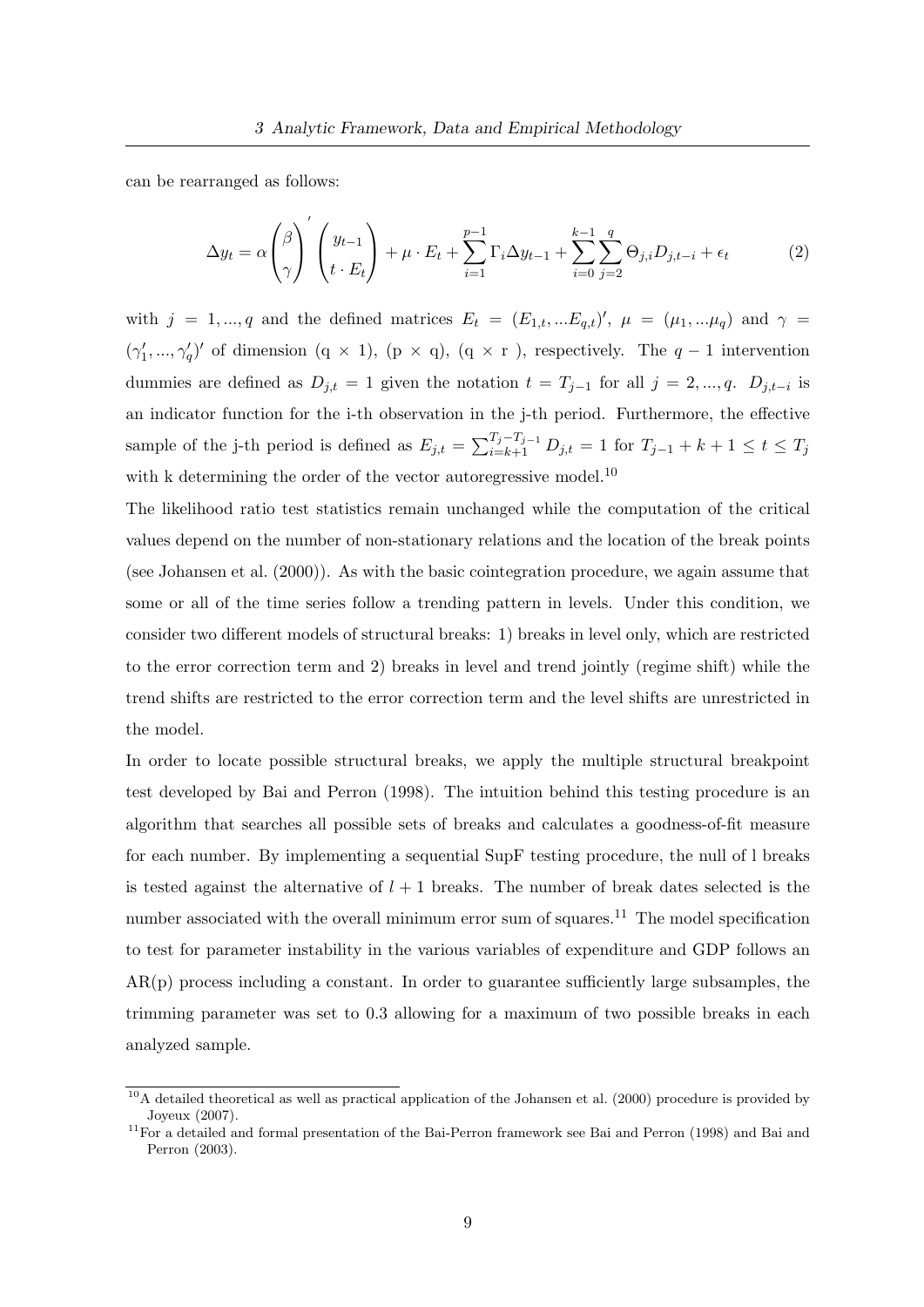can be rearranged as follows:

$$\Delta y_t = \alpha \begin{pmatrix} \beta \\ \gamma \end{pmatrix}' \begin{pmatrix} y_{t-1} \\ t \cdot E_t \end{pmatrix} + \mu \cdot E_t + \sum_{i=1}^{p-1} \Gamma_i \Delta y_{t-1} + \sum_{i=0}^{k-1} \sum_{j=2}^{q} \Theta_{j,i} D_{j,t-i} + \epsilon_t \tag{2}$$

with $j = 1, ..., q$ and the defined matrices $E_t = (E_{1,t}, ...E_{q,t})'$, $\mu = (\mu_1, ...\mu_q)$ and $\gamma = (\gamma_1', ..., \gamma_q')'$ of dimension (q × 1), (p × q), (q × r ), respectively. The $q-1$ intervention dummies are defined as $D_{j,t} = 1$ given the notation $t = T_{j-1}$ for all $j = 2, ..., q$. $D_{j,t-i}$ is an indicator function for the i-th observation in the j-th period. Furthermore, the effective sample of the j-th period is defined as $E_{j,t} = \sum_{i=k+1}^{T_j - T_{j-1}} D_{j,t} = 1$ for $T_{j-1} + k + 1 \leq t \leq T_j$ with k determining the order of the vector autoregressive model.[10]

The likelihood ratio test statistics remain unchanged while the computation of the critical values depend on the number of non-stationary relations and the location of the break points (see Johansen et al. (2000)). As with the basic cointegration procedure, we again assume that some or all of the time series follow a trending pattern in levels. Under this condition, we consider two different models of structural breaks: 1) breaks in level only, which are restricted to the error correction term and 2) breaks in level and trend jointly (regime shift) while the trend shifts are restricted to the error correction term and the level shifts are unrestricted in the model.

In order to locate possible structural breaks, we apply the multiple structural breakpoint test developed by Bai and Perron (1998). The intuition behind this testing procedure is an algorithm that searches all possible sets of breaks and calculates a goodness-of-fit measure for each number. By implementing a sequential SupF testing procedure, the null of l breaks is tested against the alternative of $l+1$ breaks. The number of break dates selected is the number associated with the overall minimum error sum of squares.[11] The model specification to test for parameter instability in the various variables of expenditure and GDP follows an AR(p) process including a constant. In order to guarantee sufficiently large subsamples, the trimming parameter was set to 0.3 allowing for a maximum of two possible breaks in each analyzed sample.

[10] A detailed theoretical as well as practical application of the Johansen et al. (2000) procedure is provided by Joyeux (2007).

[11] For a detailed and formal presentation of the Bai-Perron framework see Bai and Perron (1998) and Bai and Perron (2003).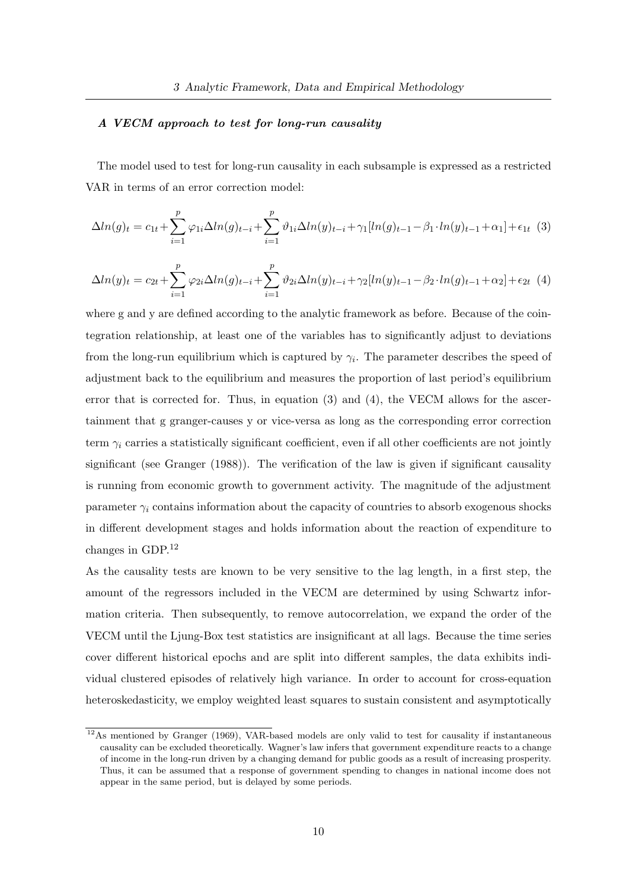***A VECM approach to test for long-run causality***

The model used to test for long-run causality in each subsample is expressed as a restricted VAR in terms of an error correction model:

$$\Delta ln(g)_t = c_{1t} + \sum_{i=1}^{p} \varphi_{1i} \Delta ln(g)_{t-i} + \sum_{i=1}^{p} \vartheta_{1i} \Delta ln(y)_{t-i} + \gamma_1 [ln(g)_{t-1} - \beta_1 \cdot ln(y)_{t-1} + \alpha_1] + \epsilon_{1t} \quad (3)$$

$$\Delta ln(y)_t = c_{2t} + \sum_{i=1}^{p} \varphi_{2i} \Delta ln(g)_{t-i} + \sum_{i=1}^{p} \vartheta_{2i} \Delta ln(y)_{t-i} + \gamma_2 [ln(y)_{t-1} - \beta_2 \cdot ln(g)_{t-1} + \alpha_2] + \epsilon_{2t} \quad (4)$$

where g and y are defined according to the analytic framework as before. Because of the cointegration relationship, at least one of the variables has to significantly adjust to deviations from the long-run equilibrium which is captured by $\gamma_i$. The parameter describes the speed of adjustment back to the equilibrium and measures the proportion of last period's equilibrium error that is corrected for. Thus, in equation (3) and (4), the VECM allows for the ascertainment that g granger-causes y or vice-versa as long as the corresponding error correction term $\gamma_i$ carries a statistically significant coefficient, even if all other coefficients are not jointly significant (see Granger (1988)). The verification of the law is given if significant causality is running from economic growth to government activity. The magnitude of the adjustment parameter $\gamma_i$ contains information about the capacity of countries to absorb exogenous shocks in different development stages and holds information about the reaction of expenditure to changes in GDP.[12]

As the causality tests are known to be very sensitive to the lag length, in a first step, the amount of the regressors included in the VECM are determined by using Schwartz information criteria. Then subsequently, to remove autocorrelation, we expand the order of the VECM until the Ljung-Box test statistics are insignificant at all lags. Because the time series cover different historical epochs and are split into different samples, the data exhibits individual clustered episodes of relatively high variance. In order to account for cross-equation heteroskedasticity, we employ weighted least squares to sustain consistent and asymptotically

[12] As mentioned by Granger (1969), VAR-based models are only valid to test for causality if instantaneous causality can be excluded theoretically. Wagner's law infers that government expenditure reacts to a change of income in the long-run driven by a changing demand for public goods as a result of increasing prosperity. Thus, it can be assumed that a response of government spending to changes in national income does not appear in the same period, but is delayed by some periods.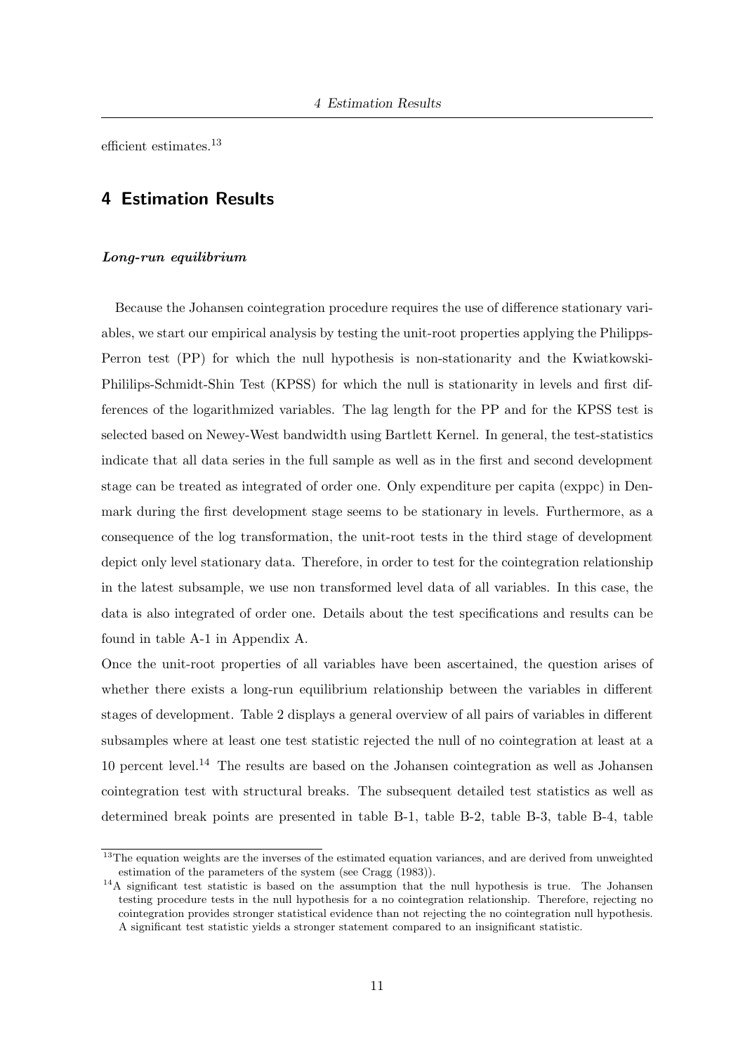efficient estimates.[13]

## 4 Estimation Results

***Long-run equilibrium***

Because the Johansen cointegration procedure requires the use of difference stationary variables, we start our empirical analysis by testing the unit-root properties applying the Philipps-Perron test (PP) for which the null hypothesis is non-stationarity and the Kwiatkowski-Phililips-Schmidt-Shin Test (KPSS) for which the null is stationarity in levels and first differences of the logarithmized variables. The lag length for the PP and for the KPSS test is selected based on Newey-West bandwidth using Bartlett Kernel. In general, the test-statistics indicate that all data series in the full sample as well as in the first and second development stage can be treated as integrated of order one. Only expenditure per capita (exppc) in Denmark during the first development stage seems to be stationary in levels. Furthermore, as a consequence of the log transformation, the unit-root tests in the third stage of development depict only level stationary data. Therefore, in order to test for the cointegration relationship in the latest subsample, we use non transformed level data of all variables. In this case, the data is also integrated of order one. Details about the test specifications and results can be found in table A-1 in Appendix A.

Once the unit-root properties of all variables have been ascertained, the question arises of whether there exists a long-run equilibrium relationship between the variables in different stages of development. Table 2 displays a general overview of all pairs of variables in different subsamples where at least one test statistic rejected the null of no cointegration at least at a 10 percent level.[14] The results are based on the Johansen cointegration as well as Johansen cointegration test with structural breaks. The subsequent detailed test statistics as well as determined break points are presented in table B-1, table B-2, table B-3, table B-4, table

[13]The equation weights are the inverses of the estimated equation variances, and are derived from unweighted estimation of the parameters of the system (see Cragg (1983)).

[14]A significant test statistic is based on the assumption that the null hypothesis is true. The Johansen testing procedure tests in the null hypothesis for a no cointegration relationship. Therefore, rejecting no cointegration provides stronger statistical evidence than not rejecting the no cointegration null hypothesis. A significant test statistic yields a stronger statement compared to an insignificant statistic.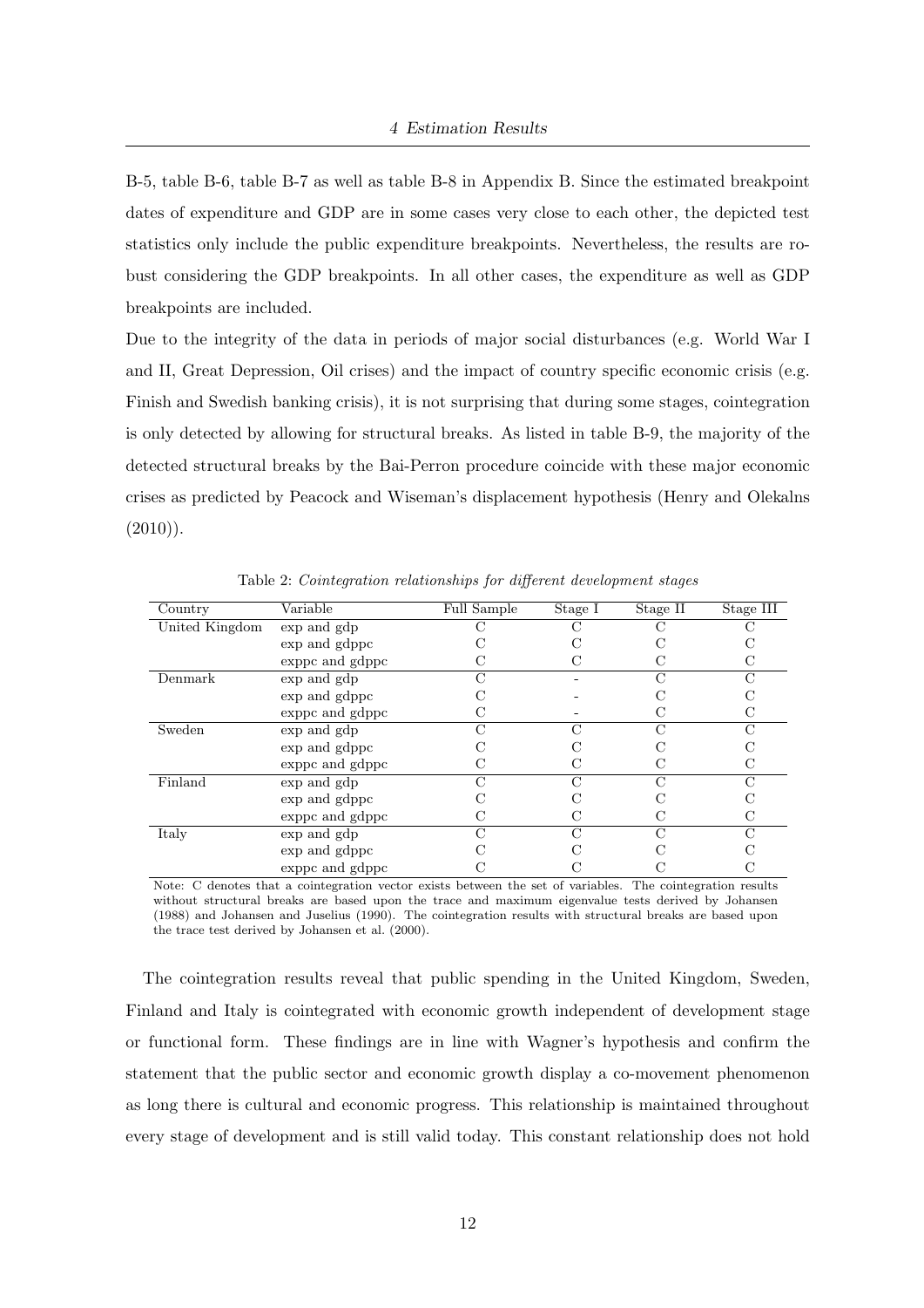B-5, table B-6, table B-7 as well as table B-8 in Appendix B. Since the estimated breakpoint dates of expenditure and GDP are in some cases very close to each other, the depicted test statistics only include the public expenditure breakpoints. Nevertheless, the results are robust considering the GDP breakpoints. In all other cases, the expenditure as well as GDP breakpoints are included.

Due to the integrity of the data in periods of major social disturbances (e.g. World War I and II, Great Depression, Oil crises) and the impact of country specific economic crisis (e.g. Finish and Swedish banking crisis), it is not surprising that during some stages, cointegration is only detected by allowing for structural breaks. As listed in table B-9, the majority of the detected structural breaks by the Bai-Perron procedure coincide with these major economic crises as predicted by Peacock and Wiseman's displacement hypothesis (Henry and Olekalns (2010)).

Table 2: *Cointegration relationships for different development stages*

| Country | Variable | Full Sample | Stage I | Stage II | Stage III |
|---|---|---|---|---|---|
| United Kingdom | exp and gdp | C | C | C | C |
| | exp and gdppc | C | C | C | C |
| | exppc and gdppc | C | C | C | C |
| Denmark | exp and gdp | C | - | C | C |
| | exp and gdppc | C | - | C | C |
| | exppc and gdppc | C | - | C | C |
| Sweden | exp and gdp | C | C | C | C |
| | exp and gdppc | C | C | C | C |
| | exppc and gdppc | C | C | C | C |
| Finland | exp and gdp | C | C | C | C |
| | exp and gdppc | C | C | C | C |
| | exppc and gdppc | C | C | C | C |
| Italy | exp and gdp | C | C | C | C |
| | exp and gdppc | C | C | C | C |
| | exppc and gdppc | C | C | C | C |

Note: C denotes that a cointegration vector exists between the set of variables. The cointegration results without structural breaks are based upon the trace and maximum eigenvalue tests derived by Johansen (1988) and Johansen and Juselius (1990). The cointegration results with structural breaks are based upon the trace test derived by Johansen et al. (2000).

The cointegration results reveal that public spending in the United Kingdom, Sweden, Finland and Italy is cointegrated with economic growth independent of development stage or functional form. These findings are in line with Wagner's hypothesis and confirm the statement that the public sector and economic growth display a co-movement phenomenon as long there is cultural and economic progress. This relationship is maintained throughout every stage of development and is still valid today. This constant relationship does not hold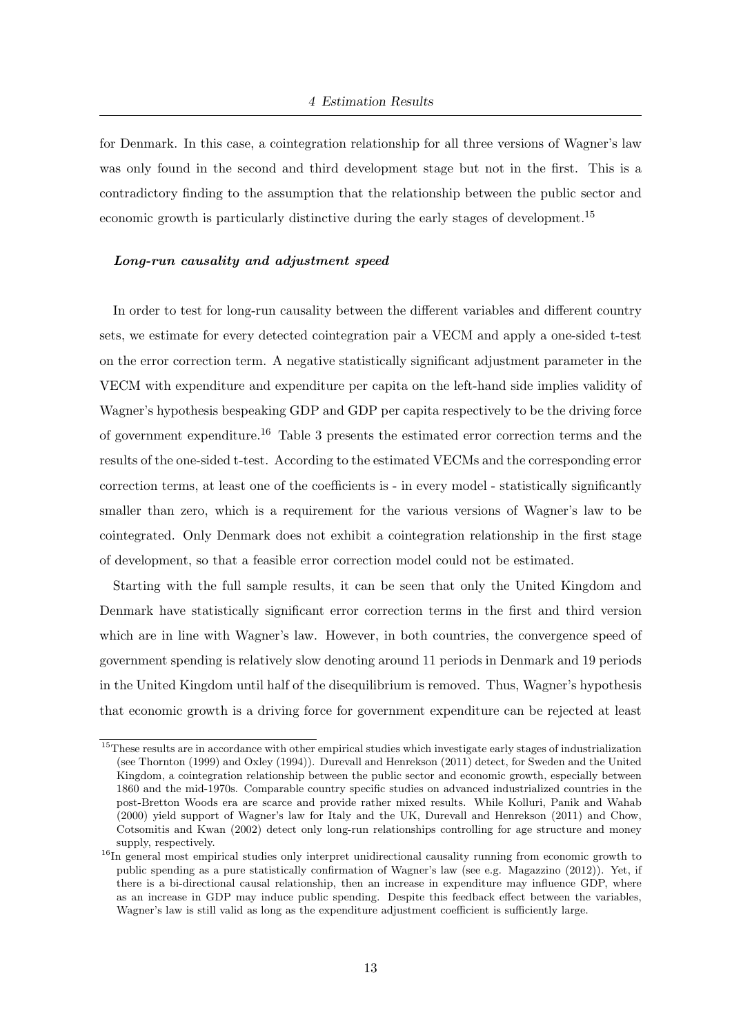for Denmark. In this case, a cointegration relationship for all three versions of Wagner's law was only found in the second and third development stage but not in the first. This is a contradictory finding to the assumption that the relationship between the public sector and economic growth is particularly distinctive during the early stages of development.[15]

#### *Long-run causality and adjustment speed*

In order to test for long-run causality between the different variables and different country sets, we estimate for every detected cointegration pair a VECM and apply a one-sided t-test on the error correction term. A negative statistically significant adjustment parameter in the VECM with expenditure and expenditure per capita on the left-hand side implies validity of Wagner's hypothesis bespeaking GDP and GDP per capita respectively to be the driving force of government expenditure.[16] Table 3 presents the estimated error correction terms and the results of the one-sided t-test. According to the estimated VECMs and the corresponding error correction terms, at least one of the coefficients is - in every model - statistically significantly smaller than zero, which is a requirement for the various versions of Wagner's law to be cointegrated. Only Denmark does not exhibit a cointegration relationship in the first stage of development, so that a feasible error correction model could not be estimated.

Starting with the full sample results, it can be seen that only the United Kingdom and Denmark have statistically significant error correction terms in the first and third version which are in line with Wagner's law. However, in both countries, the convergence speed of government spending is relatively slow denoting around 11 periods in Denmark and 19 periods in the United Kingdom until half of the disequilibrium is removed. Thus, Wagner's hypothesis that economic growth is a driving force for government expenditure can be rejected at least

---

[15] These results are in accordance with other empirical studies which investigate early stages of industrialization (see Thornton (1999) and Oxley (1994)). Durevall and Henrekson (2011) detect, for Sweden and the United Kingdom, a cointegration relationship between the public sector and economic growth, especially between 1860 and the mid-1970s. Comparable country specific studies on advanced industrialized countries in the post-Bretton Woods era are scarce and provide rather mixed results. While Kolluri, Panik and Wahab (2000) yield support of Wagner's law for Italy and the UK, Durevall and Henrekson (2011) and Chow, Cotsomitis and Kwan (2002) detect only long-run relationships controlling for age structure and money supply, respectively.

[16] In general most empirical studies only interpret unidirectional causality running from economic growth to public spending as a pure statistically confirmation of Wagner's law (see e.g. Magazzino (2012)). Yet, if there is a bi-directional causal relationship, then an increase in expenditure may influence GDP, where as an increase in GDP may induce public spending. Despite this feedback effect between the variables, Wagner's law is still valid as long as the expenditure adjustment coefficient is sufficiently large.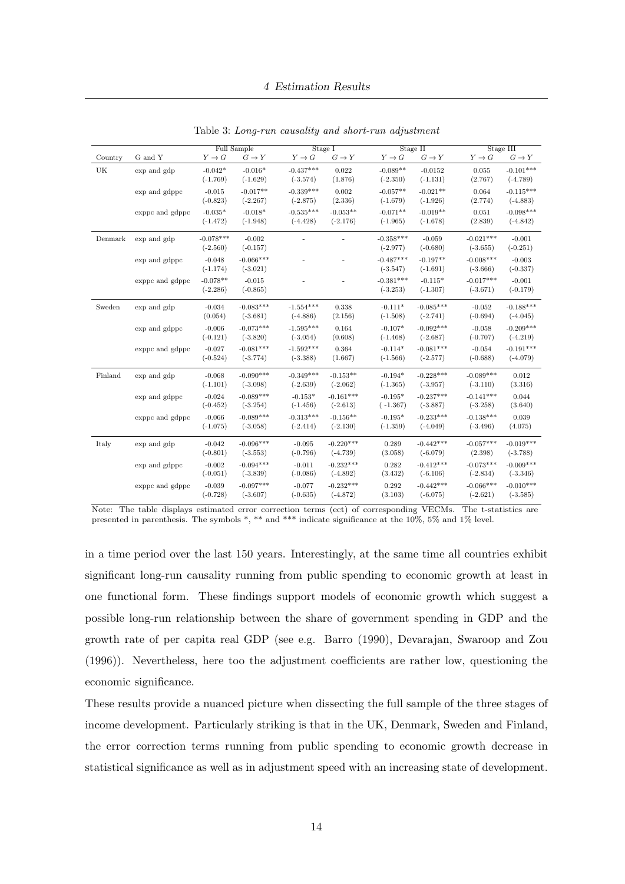Table 3: *Long-run causality and short-run adjustment*

| Country | G and Y | Full Sample | | Stage I | | Stage II | | Stage III | |
|---|---|---|---|---|---|---|---|---|---|
| | | $Y \rightarrow G$ | $G \rightarrow Y$ | $Y \rightarrow G$ | $G \rightarrow Y$ | $Y \rightarrow G$ | $G \rightarrow Y$ | $Y \rightarrow G$ | $G \rightarrow Y$ |
| UK | exp and gdp | -0.042* | -0.016* | -0.437*** | 0.022 | -0.089** | -0.0152 | 0.055 | -0.101*** |
| | | (-1.769) | (-1.629) | (-3.574) | (1.876) | (-2.350) | (-1.131) | (2.767) | (-4.789) |
| | exp and gdppc | -0.015 | -0.017** | -0.339*** | 0.002 | -0.057** | -0.021** | 0.064 | -0.115*** |
| | | (-0.823) | (-2.267) | (-2.875) | (2.336) | (-1.679) | (-1.926) | (2.774) | (-4.883) |
| | exppc and gdppc | -0.035* | -0.018* | -0.535*** | -0.053** | -0.071** | -0.019** | 0.051 | -0.098*** |
| | | (-1.472) | (-1.948) | (-4.428) | (-2.176) | (-1.965) | (-1.678) | (2.839) | (-4.842) |
| Denmark | exp and gdp | -0.078*** | -0.002 | - | - | -0.358*** | -0.059 | -0.021*** | -0.001 |
| | | (-2.560) | (-0.157) | | | (-2.977) | (-0.680) | (-3.655) | (-0.251) |
| | exp and gdppc | -0.048 | -0.066*** | - | - | -0.487*** | -0.197** | -0.008*** | -0.003 |
| | | (-1.174) | (-3.021) | | | (-3.547) | (-1.691) | (-3.666) | (-0.337) |
| | exppc and gdppc | -0.078** | -0.015 | - | - | -0.381*** | -0.115* | -0.017*** | -0.001 |
| | | (-2.286) | (-0.865) | | | (-3.253) | (-1.307) | (-3.671) | (-0.179) |
| Sweden | exp and gdp | -0.034 | -0.083*** | -1.554*** | 0.338 | -0.111* | -0.085*** | -0.052 | -0.188*** |
| | | (0.054) | (-3.681) | (-4.886) | (2.156) | (-1.508) | (-2.741) | (-0.694) | (-4.045) |
| | exp and gdppc | -0.006 | -0.073*** | -1.595*** | 0.164 | -0.107* | -0.092*** | -0.058 | -0.209*** |
| | | (-0.121) | (-3.820) | (-3.054) | (0.608) | (-1.468) | (-2.687) | (-0.707) | (-4.219) |
| | exppc and gdppc | -0.027 | -0.081*** | -1.592*** | 0.364 | -0.114* | -0.081*** | -0.054 | -0.191*** |
| | | (-0.524) | (-3.774) | (-3.388) | (1.667) | (-1.566) | (-2.577) | (-0.688) | (-4.079) |
| Finland | exp and gdp | -0.068 | -0.090*** | -0.349*** | -0.153** | -0.194* | -0.228*** | -0.089*** | 0.012 |
| | | (-1.101) | (-3.098) | (-2.639) | (-2.062) | (-1.365) | (-3.957) | (-3.110) | (3.316) |
| | exp and gdppc | -0.024 | -0.089*** | -0.153* | -0.161*** | -0.195* | -0.237*** | -0.141*** | 0.044 |
| | | (-0.452) | (-3.254) | (-1.456) | (-2.613) | ( -1.367) | (-3.887) | (-3.258) | (3.640) |
| | exppc and gdppc | -0.066 | -0.089*** | -0.313*** | -0.156** | -0.195* | -0.233*** | -0.138*** | 0.039 |
| | | (-1.075) | (-3.058) | (-2.414) | (-2.130) | (-1.359) | (-4.049) | (-3.496) | (4.075) |
| Italy | exp and gdp | -0.042 | -0.096*** | -0.095 | -0.220*** | 0.289 | -0.442*** | -0.057*** | -0.019*** |
| | | (-0.801) | (-3.553) | (-0.796) | (-4.739) | (3.058) | (-6.079) | (2.398) | (-3.788) |
| | exp and gdppc | -0.002 | -0.094*** | -0.011 | -0.232*** | 0.282 | -0.412*** | -0.073*** | -0.009*** |
| | | (-0.051) | (-3.839) | (-0.086) | (-4.892) | (3.432) | (-6.106) | (-2.834) | (-3.346) |
| | exppc and gdppc | -0.039 | -0.097*** | -0.077 | -0.232*** | 0.292 | -0.442*** | -0.066*** | -0.010*** |
| | | (-0.728) | (-3.607) | (-0.635) | (-4.872) | (3.103) | (-6.075) | (-2.621) | (-3.585) |

Note: The table displays estimated error correction terms (ect) of corresponding VECMs. The t-statistics are presented in parenthesis. The symbols *, ** and *** indicate significance at the 10%, 5% and 1% level.

in a time period over the last 150 years. Interestingly, at the same time all countries exhibit significant long-run causality running from public spending to economic growth at least in one functional form. These findings support models of economic growth which suggest a possible long-run relationship between the share of government spending in GDP and the growth rate of per capita real GDP (see e.g. Barro (1990), Devarajan, Swaroop and Zou (1996)). Nevertheless, here too the adjustment coefficients are rather low, questioning the economic significance.

These results provide a nuanced picture when dissecting the full sample of the three stages of income development. Particularly striking is that in the UK, Denmark, Sweden and Finland, the error correction terms running from public spending to economic growth decrease in statistical significance as well as in adjustment speed with an increasing state of development.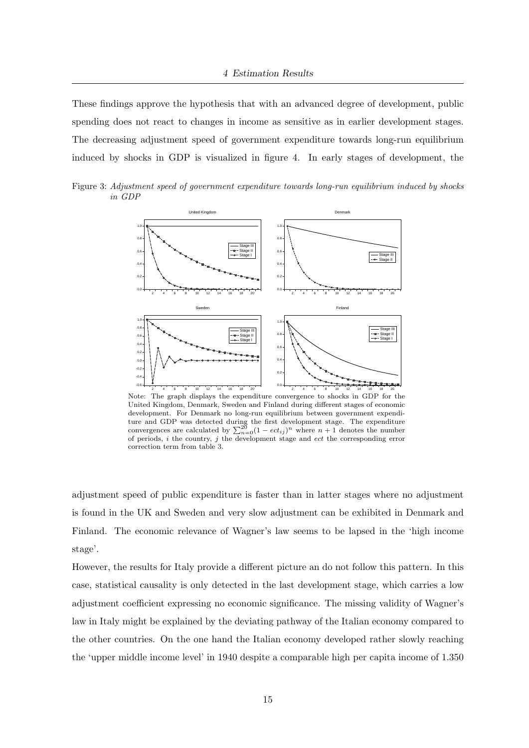These findings approve the hypothesis that with an advanced degree of development, public spending does not react to changes in income as sensitive as in earlier development stages. The decreasing adjustment speed of government expenditure towards long-run equilibrium induced by shocks in GDP is visualized in figure 4. In early stages of development, the

Figure 3: *Adjustment speed of government expenditure towards long-run equilibrium induced by shocks in GDP*

Note: The graph displays the expenditure convergence to shocks in GDP for the United Kingdom, Denmark, Sweden and Finland during different stages of economic development. For Denmark no long-run equilibrium between government expenditure and GDP was detected during the first development stage. The expenditure convergences are calculated by $\sum_{n=0}^{20}(1 - ect_{ij})^n$ where $n+1$ denotes the number of periods, $i$ the country, $j$ the development stage and $ect$ the corresponding error correction term from table 3.

adjustment speed of public expenditure is faster than in latter stages where no adjustment is found in the UK and Sweden and very slow adjustment can be exhibited in Denmark and Finland. The economic relevance of Wagner's law seems to be lapsed in the 'high income stage'.

However, the results for Italy provide a different picture an do not follow this pattern. In this case, statistical causality is only detected in the last development stage, which carries a low adjustment coefficient expressing no economic significance. The missing validity of Wagner's law in Italy might be explained by the deviating pathway of the Italian economy compared to the other countries. On the one hand the Italian economy developed rather slowly reaching the 'upper middle income level' in 1940 despite a comparable high per capita income of 1.350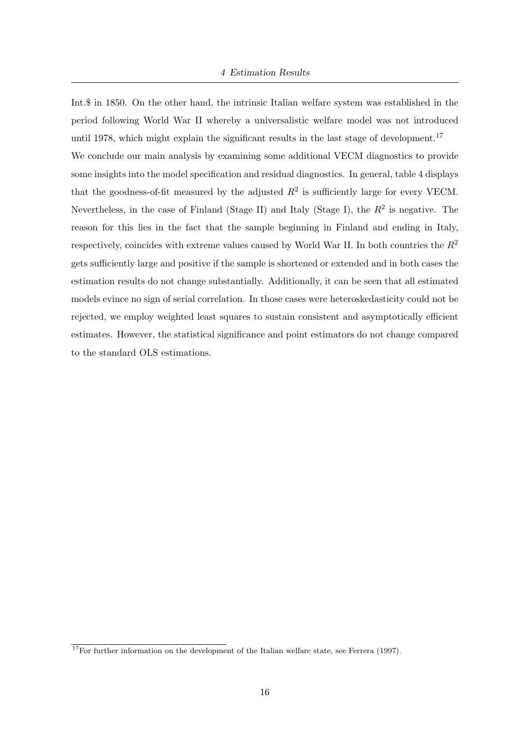Int.$ in 1850. On the other hand, the intrinsic Italian welfare system was established in the period following World War II whereby a universalistic welfare model was not introduced until 1978, which might explain the significant results in the last stage of development.[17]

We conclude our main analysis by examining some additional VECM diagnostics to provide some insights into the model specification and residual diagnostics. In general, table 4 displays that the goodness-of-fit measured by the adjusted $R^2$ is sufficiently large for every VECM. Nevertheless, in the case of Finland (Stage II) and Italy (Stage I), the $R^2$ is negative. The reason for this lies in the fact that the sample beginning in Finland and ending in Italy, respectively, coincides with extreme values caused by World War II. In both countries the $R^2$ gets sufficiently large and positive if the sample is shortened or extended and in both cases the estimation results do not change substantially. Additionally, it can be seen that all estimated models evince no sign of serial correlation. In those cases were heteroskedasticity could not be rejected, we employ weighted least squares to sustain consistent and asymptotically efficient estimates. However, the statistical significance and point estimators do not change compared to the standard OLS estimations.

[17] For further information on the development of the Italian welfare state, see Ferrera (1997).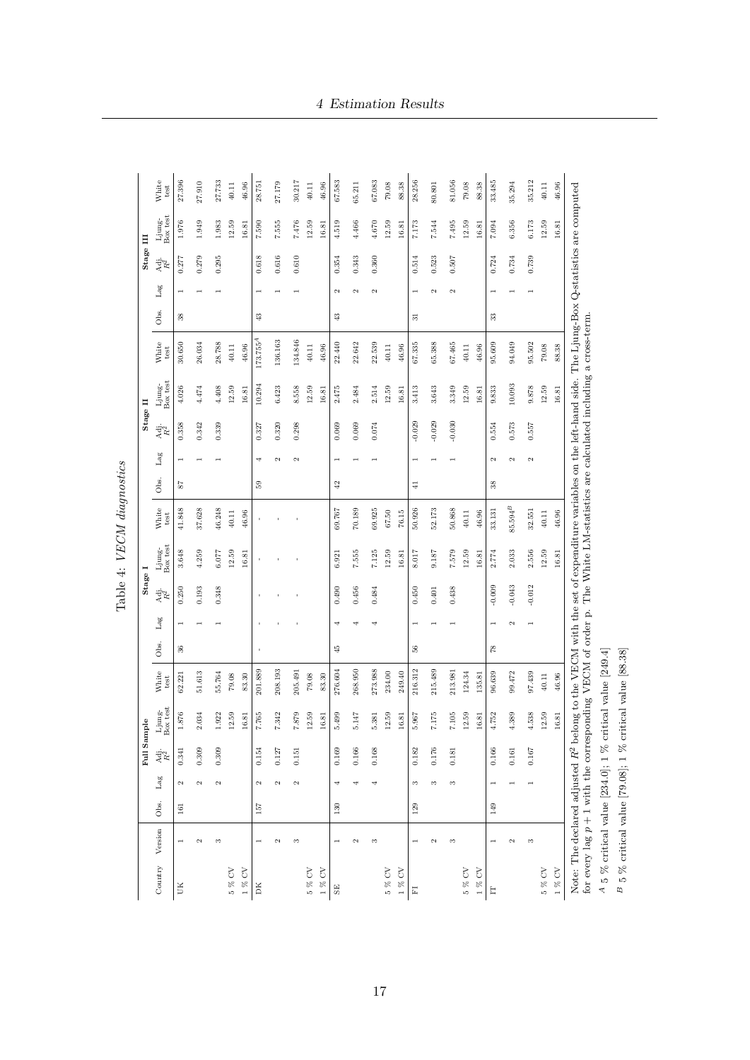Table 4: *VECM diagnostics*

| Country | Version | Full Sample | | | | | Stage I | | | | | Stage II | | | | | Stage III | | | | |
|---|---|---|---|---|---|---|---|---|---|---|---|---|---|---|---|---|---|---|---|---|---|
| | | Obs. | Lag | Adj. $R^2$ | Ljung-Box test | White test | Obs. | Lag | Adj. $R^2$ | Ljung-Box test | White test | Obs. | Lag | Adj. $R^2$ | Ljung-Box test | White test | Obs. | Lag | Adj. $R^2$ | Ljung-Box test | White test |
| UK | 1 | 161 | 2 | 0.341 | 1.876 | 62.221 | 36 | 1 | 0.250 | 3.648 | 41.848 | 87 | 1 | 0.358 | 4.026 | 30.650 | 38 | 1 | 0.277 | 1.976 | 27.396 |
| | 2 | | 2 | 0.309 | 2.034 | 51.613 | | 1 | 0.193 | 4.259 | 37.628 | | 1 | 0.342 | 4.474 | 26.034 | | 1 | 0.279 | 1.949 | 27.910 |
| | 3 | | 2 | 0.309 | 1.922 | 55.764 | | 1 | 0.348 | 6.077 | 46.248 | | 1 | 0.339 | 4.408 | 28.788 | | 1 | 0.295 | 1.983 | 27.733 |
| 5 % CV | | | | | 12.59 | 79.08 | | | | 12.59 | 40.11 | | | | 12.59 | 40.11 | | | | 12.59 | 40.11 |
| 1 % CV | | | | | 16.81 | 83.30 | | | | 16.81 | 46.96 | | | | 16.81 | 46.96 | | | | 16.81 | 46.96 |
| DK | 1 | 157 | 2 | 0.154 | 7.765 | 201.889 | - | - | - | - | - | 59 | 4 | 0.327 | 10.294 | 173.755$^A$ | 43 | 1 | 0.618 | 7.590 | 28.751 |
| | 2 | | 2 | 0.127 | 7.342 | 208.193 | | - | - | - | - | | 2 | 0.320 | 6.423 | 136.163 | | 1 | 0.616 | 7.555 | 27.179 |
| | 3 | | 2 | 0.151 | 7.879 | 205.491 | | - | - | - | - | | 2 | 0.298 | 8.558 | 134.846 | | 1 | 0.610 | 7.476 | 30.217 |
| 5 % CV | | | | | 12.59 | 79.08 | | | | | | | | | 12.59 | 40.11 | | | | 12.59 | 40.11 |
| 1 % CV | | | | | 16.81 | 83.30 | | | | | | | | | 16.81 | 46.96 | | | | 16.81 | 46.96 |
| SE | 1 | 130 | 4 | 0.169 | 5.499 | 276.604 | 45 | 4 | 0.490 | 6.921 | 69.767 | 42 | 1 | 0.069 | 2.475 | 22.440 | 43 | 2 | 0.354 | 4.519 | 67.583 |
| | 2 | | 4 | 0.166 | 5.147 | 268.950 | | 4 | 0.456 | 7.555 | 70.189 | | 1 | 0.069 | 2.484 | 22.642 | | 2 | 0.343 | 4.466 | 65.211 |
| | 3 | | 4 | 0.168 | 5.381 | 273.988 | | 4 | 0.484 | 7.125 | 69.925 | | 1 | 0.074 | 2.514 | 22.539 | | 2 | 0.360 | 4.670 | 67.083 |
| 5 % CV | | | | | 12.59 | 234.00 | | | | 12.59 | 67.50 | | | | 12.59 | 40.11 | | | | 12.59 | 79.08 |
| 1 % CV | | | | | 16.81 | 249.40 | | | | 16.81 | 76.15 | | | | 16.81 | 46.96 | | | | 16.81 | 88.38 |
| FI | 1 | 129 | 3 | 0.182 | 5.967 | 216.312 | 56 | 1 | 0.450 | 8.017 | 50.926 | 41 | 1 | -0.029 | 3.413 | 67.335 | 31 | 1 | 0.514 | 7.173 | 28.256 |
| | 2 | | 3 | 0.176 | 7.175 | 215.489 | | 1 | 0.401 | 9.187 | 52.173 | | 1 | -0.029 | 3.643 | 65.388 | | 2 | 0.523 | 7.544 | 80.801 |
| | 3 | | 3 | 0.181 | 7.105 | 213.981 | | 1 | 0.438 | 7.579 | 50.868 | | 1 | -0.030 | 3.349 | 67.465 | | 2 | 0.507 | 7.495 | 81.056 |
| 5 % CV | | | | | 12.59 | 124.34 | | | | 12.59 | 40.11 | | | | 12.59 | 40.11 | | | | 12.59 | 79.08 |
| 1 % CV | | | | | 16.81 | 135.81 | | | | 16.81 | 46.96 | | | | 16.81 | 46.96 | | | | 16.81 | 88.38 |
| IT | 1 | 149 | 1 | 0.166 | 4.752 | 96.639 | 78 | 1 | -0.009 | 2.774 | 33.131 | 38 | 2 | 0.554 | 9.833 | 95.609 | 33 | 1 | 0.724 | 7.094 | 33.485 |
| | 2 | | 1 | 0.161 | 4.389 | 99.472 | | 2 | -0.043 | 2.033 | 85.594$^B$ | | 2 | 0.573 | 10.093 | 94.049 | | 1 | 0.734 | 6.356 | 35.294 |
| | 3 | | 1 | 0.167 | 4.538 | 97.439 | | 1 | -0.012 | 2.556 | 32.551 | | 2 | 0.557 | 9.878 | 95.502 | | 1 | 0.739 | 6.173 | 35.212 |
| 5 % CV | | | | | 12.59 | 40.11 | | | | 12.59 | 40.11 | | | | 12.59 | 79.08 | | | | 12.59 | 40.11 |
| 1 % CV | | | | | 16.81 | 46.96 | | | | 16.81 | 46.96 | | | | 16.81 | 88.38 | | | | 16.81 | 46.96 |

Note: The declared adjusted $R^2$ belong to the VECM with the set of expenditure variables on the left-hand side. The Ljung-Box Q-statistics are computed for every lag $p + 1$ with the corresponding VECM of order p. The White LM-statistics are calculated including a cross-term.

$^A$ 5 % critical value [234.0]; 1 % critical value [249.4]

$^B$ 5 % critical value [79.08]; 1 % critical value [88.38]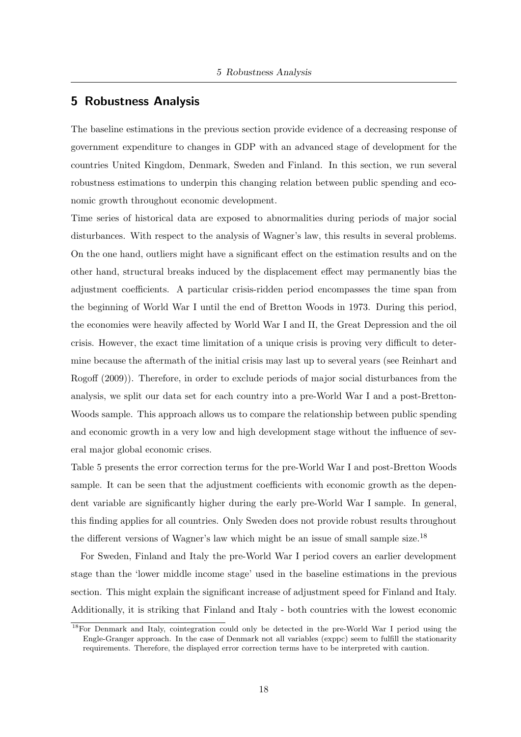# 5 Robustness Analysis

The baseline estimations in the previous section provide evidence of a decreasing response of government expenditure to changes in GDP with an advanced stage of development for the countries United Kingdom, Denmark, Sweden and Finland. In this section, we run several robustness estimations to underpin this changing relation between public spending and economic growth throughout economic development.

Time series of historical data are exposed to abnormalities during periods of major social disturbances. With respect to the analysis of Wagner's law, this results in several problems. On the one hand, outliers might have a significant effect on the estimation results and on the other hand, structural breaks induced by the displacement effect may permanently bias the adjustment coefficients. A particular crisis-ridden period encompasses the time span from the beginning of World War I until the end of Bretton Woods in 1973. During this period, the economies were heavily affected by World War I and II, the Great Depression and the oil crisis. However, the exact time limitation of a unique crisis is proving very difficult to determine because the aftermath of the initial crisis may last up to several years (see Reinhart and Rogoff (2009)). Therefore, in order to exclude periods of major social disturbances from the analysis, we split our data set for each country into a pre-World War I and a post-Bretton-Woods sample. This approach allows us to compare the relationship between public spending and economic growth in a very low and high development stage without the influence of several major global economic crises.

Table 5 presents the error correction terms for the pre-World War I and post-Bretton Woods sample. It can be seen that the adjustment coefficients with economic growth as the dependent variable are significantly higher during the early pre-World War I sample. In general, this finding applies for all countries. Only Sweden does not provide robust results throughout the different versions of Wagner's law which might be an issue of small sample size.[18]

For Sweden, Finland and Italy the pre-World War I period covers an earlier development stage than the 'lower middle income stage' used in the baseline estimations in the previous section. This might explain the significant increase of adjustment speed for Finland and Italy. Additionally, it is striking that Finland and Italy - both countries with the lowest economic

[18] For Denmark and Italy, cointegration could only be detected in the pre-World War I period using the Engle-Granger approach. In the case of Denmark not all variables (exppc) seem to fulfill the stationarity requirements. Therefore, the displayed error correction terms have to be interpreted with caution.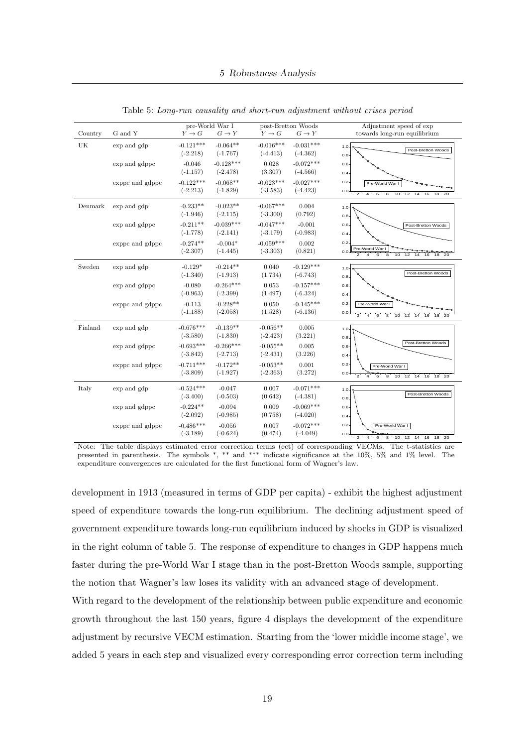Table 5: *Long-run causality and short-run adjustment without crises period*

| Country | G and Y | pre-World War I $Y \to G$ | pre-World War I $G \to Y$ | post-Bretton Woods $Y \to G$ | post-Bretton Woods $G \to Y$ | Adjustment speed of exp towards long-run equilibrium |
|---|---|---|---|---|---|---|
| UK | exp and gdp | -0.121*** (-2.218) | -0.064** (-1.767) | -0.016*** (-4.413) | -0.031*** (-4.362) | |
| | exp and gdppc | -0.046 (-1.157) | -0.128*** (-2.478) | 0.028 (3.307) | -0.072*** (-4.566) | |
| | exppc and gdppc | -0.122*** (-2.213) | -0.068** (-1.829) | -0.023*** (-3.583) | -0.027*** (-4.423) | |
| Denmark | exp and gdp | -0.233** (-1.946) | -0.023** (-2.115) | -0.067*** (-3.300) | 0.004 (0.792) | |
| | exp and gdppc | -0.211** (-1.778) | -0.039*** (-2.141) | -0.047*** (-3.179) | -0.001 (-0.983) | |
| | exppc and gdppc | -0.274** (-2.307) | -0.004* (-1.445) | -0.059*** (-3.303) | 0.002 (0.821) | |
| Sweden | exp and gdp | -0.129* (-1.340) | -0.214** (-1.913) | 0.040 (1.734) | -0.129*** (-6.743) | |
| | exp and gdppc | -0.080 (-0.963) | -0.264*** (-2.399) | 0.053 (1.497) | -0.157*** (-6.324) | |
| | exppc and gdppc | -0.113 (-1.188) | -0.228** (-2.058) | 0.050 (1.528) | -0.145*** (-6.136) | |
| Finland | exp and gdp | -0.676*** (-3.580) | -0.139** (-1.830) | -0.056** (-2.423) | 0.005 (3.221) | |
| | exp and gdppc | -0.693*** (-3.842) | -0.266*** (-2.713) | -0.055** (-2.431) | 0.005 (3.226) | |
| | exppc and gdppc | -0.711*** (-3.809) | -0.172** (-1.927) | -0.053** (-2.363) | 0.001 (3.272) | |
| Italy | exp and gdp | -0.524*** (-3.400) | -0.047 (-0.503) | 0.007 (0.642) | -0.071*** (-4.381) | |
| | exp and gdppc | -0.224** (-2.092) | -0.094 (-0.985) | 0.009 (0.758) | -0.069*** (-4.020) | |
| | exppc and gdppc | -0.486*** (-3.189) | -0.056 (-0.624) | 0.007 (0.474) | -0.072*** (-4.049) | |

Note: The table displays estimated error correction terms (ect) of corresponding VECMs. The t-statistics are presented in parenthesis. The symbols *, ** and *** indicate significance at the 10%, 5% and 1% level. The expenditure convergences are calculated for the first functional form of Wagner's law.

development in 1913 (measured in terms of GDP per capita) - exhibit the highest adjustment speed of expenditure towards the long-run equilibrium. The declining adjustment speed of government expenditure towards long-run equilibrium induced by shocks in GDP is visualized in the right column of table 5. The response of expenditure to changes in GDP happens much faster during the pre-World War I stage than in the post-Bretton Woods sample, supporting the notion that Wagner's law loses its validity with an advanced stage of development.

With regard to the development of the relationship between public expenditure and economic growth throughout the last 150 years, figure 4 displays the development of the expenditure adjustment by recursive VECM estimation. Starting from the 'lower middle income stage', we added 5 years in each step and visualized every corresponding error correction term including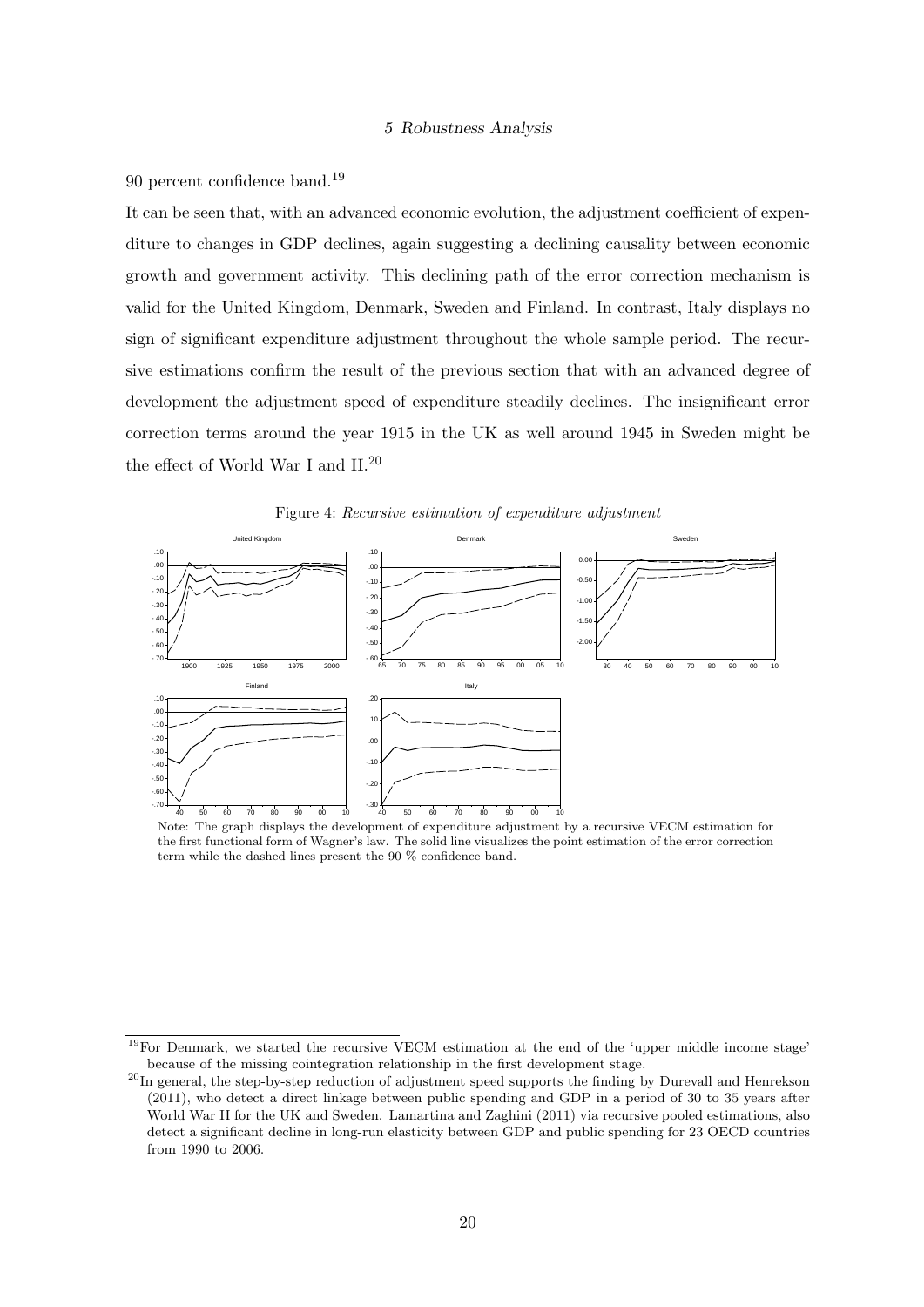90 percent confidence band.[19]

It can be seen that, with an advanced economic evolution, the adjustment coefficient of expenditure to changes in GDP declines, again suggesting a declining causality between economic growth and government activity. This declining path of the error correction mechanism is valid for the United Kingdom, Denmark, Sweden and Finland. In contrast, Italy displays no sign of significant expenditure adjustment throughout the whole sample period. The recursive estimations confirm the result of the previous section that with an advanced degree of development the adjustment speed of expenditure steadily declines. The insignificant error correction terms around the year 1915 in the UK as well around 1945 in Sweden might be the effect of World War I and II.[20]

Figure 4: *Recursive estimation of expenditure adjustment*

Note: The graph displays the development of expenditure adjustment by a recursive VECM estimation for the first functional form of Wagner's law. The solid line visualizes the point estimation of the error correction term while the dashed lines present the 90 % confidence band.

[19] For Denmark, we started the recursive VECM estimation at the end of the 'upper middle income stage' because of the missing cointegration relationship in the first development stage.

[20] In general, the step-by-step reduction of adjustment speed supports the finding by Durevall and Henrekson (2011), who detect a direct linkage between public spending and GDP in a period of 30 to 35 years after World War II for the UK and Sweden. Lamartina and Zaghini (2011) via recursive pooled estimations, also detect a significant decline in long-run elasticity between GDP and public spending for 23 OECD countries from 1990 to 2006.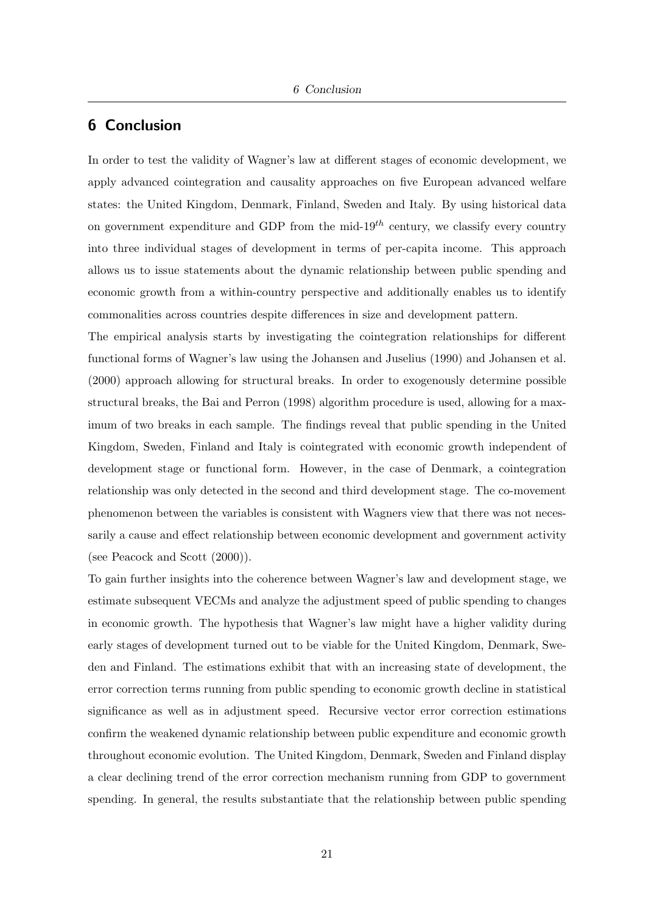## 6 Conclusion

In order to test the validity of Wagner's law at different stages of economic development, we apply advanced cointegration and causality approaches on five European advanced welfare states: the United Kingdom, Denmark, Finland, Sweden and Italy. By using historical data on government expenditure and GDP from the mid-19$^{th}$ century, we classify every country into three individual stages of development in terms of per-capita income. This approach allows us to issue statements about the dynamic relationship between public spending and economic growth from a within-country perspective and additionally enables us to identify commonalities across countries despite differences in size and development pattern.

The empirical analysis starts by investigating the cointegration relationships for different functional forms of Wagner's law using the Johansen and Juselius (1990) and Johansen et al. (2000) approach allowing for structural breaks. In order to exogenously determine possible structural breaks, the Bai and Perron (1998) algorithm procedure is used, allowing for a maximum of two breaks in each sample. The findings reveal that public spending in the United Kingdom, Sweden, Finland and Italy is cointegrated with economic growth independent of development stage or functional form. However, in the case of Denmark, a cointegration relationship was only detected in the second and third development stage. The co-movement phenomenon between the variables is consistent with Wagners view that there was not necessarily a cause and effect relationship between economic development and government activity (see Peacock and Scott (2000)).

To gain further insights into the coherence between Wagner's law and development stage, we estimate subsequent VECMs and analyze the adjustment speed of public spending to changes in economic growth. The hypothesis that Wagner's law might have a higher validity during early stages of development turned out to be viable for the United Kingdom, Denmark, Sweden and Finland. The estimations exhibit that with an increasing state of development, the error correction terms running from public spending to economic growth decline in statistical significance as well as in adjustment speed. Recursive vector error correction estimations confirm the weakened dynamic relationship between public expenditure and economic growth throughout economic evolution. The United Kingdom, Denmark, Sweden and Finland display a clear declining trend of the error correction mechanism running from GDP to government spending. In general, the results substantiate that the relationship between public spending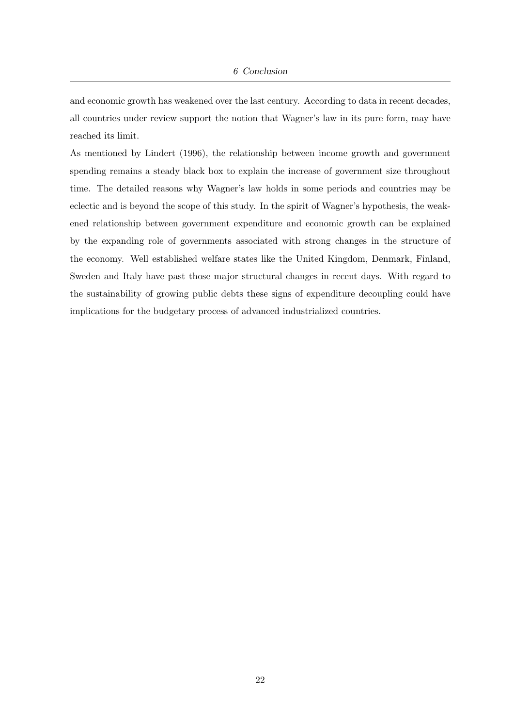and economic growth has weakened over the last century. According to data in recent decades, all countries under review support the notion that Wagner's law in its pure form, may have reached its limit.

As mentioned by Lindert (1996), the relationship between income growth and government spending remains a steady black box to explain the increase of government size throughout time. The detailed reasons why Wagner's law holds in some periods and countries may be eclectic and is beyond the scope of this study. In the spirit of Wagner's hypothesis, the weakened relationship between government expenditure and economic growth can be explained by the expanding role of governments associated with strong changes in the structure of the economy. Well established welfare states like the United Kingdom, Denmark, Finland, Sweden and Italy have past those major structural changes in recent days. With regard to the sustainability of growing public debts these signs of expenditure decoupling could have implications for the budgetary process of advanced industrialized countries.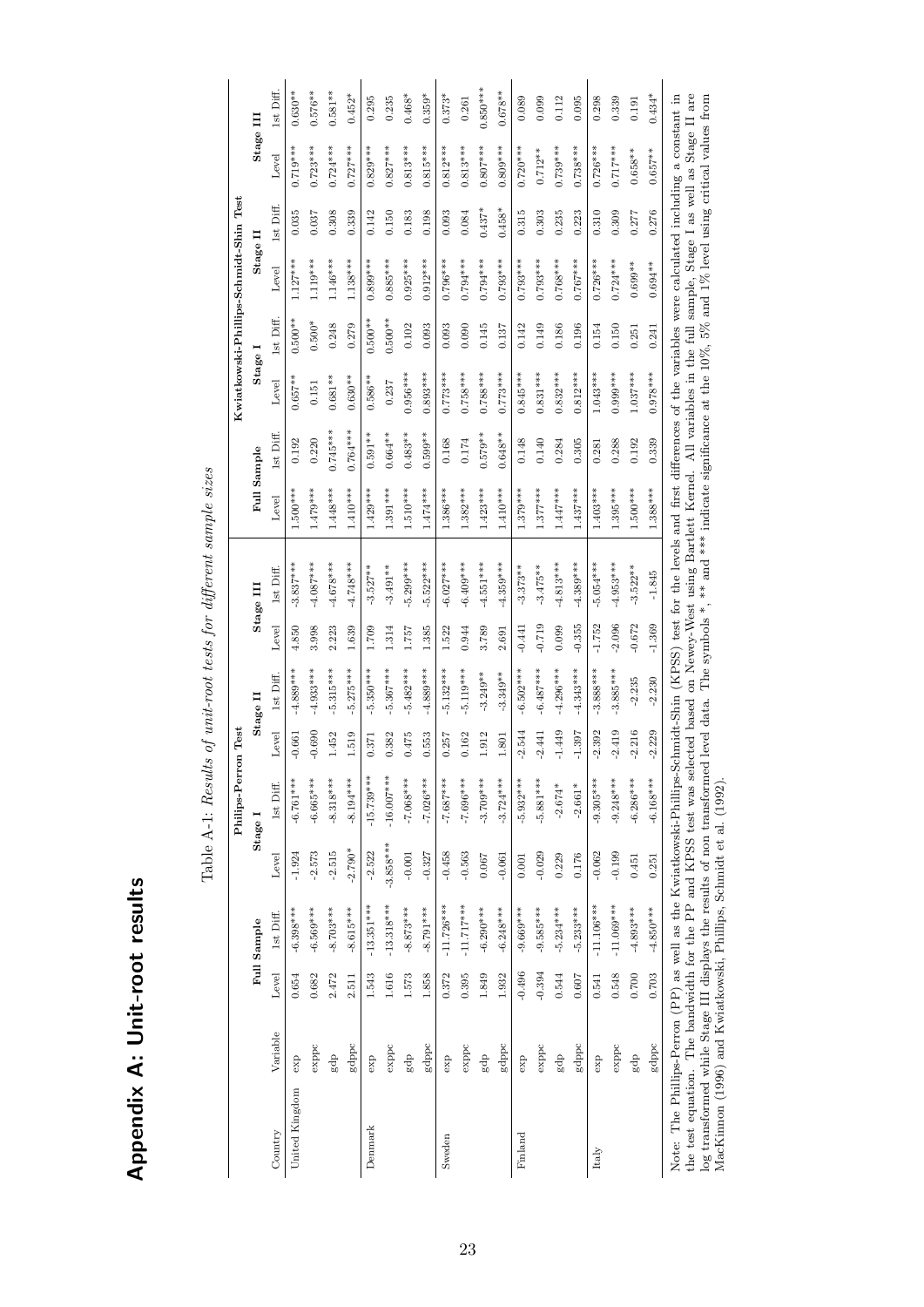# Appendix A: Unit-root results

Table A-1: *Results of unit-root tests for different sample sizes*

| | | Philips-Perron Test | | | | | | Kwiatkowski-Phillips-Schmidt-Shin Test | | | | | |
|---|---|---|---|---|---|---|---|---|---|---|---|---|---|
| | | Full Sample | | Stage I | | Stage II | | Stage III | | Full Sample | | Stage I | | Stage II | | Stage III | |
| Country | Variable | Level | 1st Diff. | Level | 1st Diff. | Level | 1st Diff. | Level | 1st Diff. | Level | 1st Diff. | Level | 1st Diff. | Level | 1st Diff. | Level | 1st Diff. |
| United Kingdom | exp | 0.654 | -6.398*** | -1.924 | -6.761*** | -0.661 | -4.889*** | 4.850 | -3.837*** | 1.500*** | 0.192 | 0.657** | 0.500** | 1.127*** | 0.035 | 0.719*** | 0.630** |
| | exppc | 0.682 | -6.569*** | -2.573 | -6.665*** | -0.690 | -4.933*** | 3.998 | -4.087*** | 1.479*** | 0.220 | 0.151 | 0.500* | 1.119*** | 0.037 | 0.723*** | 0.576** |
| | gdp | 2.472 | -8.703*** | -2.515 | -8.318*** | 1.452 | -5.315*** | 2.223 | -4.678*** | 1.448*** | 0.745*** | 0.681** | 0.248 | 1.146*** | 0.308 | 0.724*** | 0.581** |
| | gdppc | 2.511 | -8.615*** | -2.790* | -8.194*** | 1.519 | -5.275*** | 1.639 | -4.748*** | 1.410*** | 0.764*** | 0.630** | 0.279 | 1.138*** | 0.339 | 0.727*** | 0.452* |
| Denmark | exp | 1.543 | -13.351*** | -2.522 | -15.739*** | 0.371 | -5.350*** | 1.709 | -3.527** | 1.429*** | 0.591** | 0.586** | 0.500** | 0.899*** | 0.142 | 0.829*** | 0.295 |
| | exppc | 1.616 | -13.318*** | -3.858*** | -16.007*** | 0.382 | -5.367*** | 1.314 | -3.491** | 1.391*** | 0.664** | 0.237 | 0.500** | 0.885*** | 0.150 | 0.827*** | 0.235 |
| | gdp | 1.573 | -8.873*** | -0.001 | -7.068*** | 0.475 | -5.482*** | 1.757 | -5.299*** | 1.510*** | 0.483** | 0.956*** | 0.102 | 0.925*** | 0.183 | 0.813*** | 0.468* |
| | gdppc | 1.858 | -8.791*** | -0.327 | -7.026*** | 0.553 | -4.889*** | 1.385 | -5.522*** | 1.474*** | 0.599** | 0.893*** | 0.093 | 0.912*** | 0.198 | 0.815*** | 0.359* |
| Sweden | exp | 0.372 | -11.726*** | -0.458 | -7.687*** | 0.257 | -5.132*** | 1.522 | -6.027*** | 1.386*** | 0.168 | 0.773*** | 0.093 | 0.796*** | 0.093 | 0.812*** | 0.373* |
| | exppc | 0.395 | -11.717*** | -0.563 | -7.696*** | 0.162 | -5.119*** | 0.944 | -6.409*** | 1.382*** | 0.174 | 0.758*** | 0.090 | 0.794*** | 0.084 | 0.813*** | 0.261 |
| | gdp | 1.849 | -6.290*** | 0.067 | -3.709*** | 1.912 | -3.249** | 3.789 | -4.551*** | 1.423*** | 0.579** | 0.788*** | 0.145 | 0.794*** | 0.437* | 0.807*** | 0.850*** |
| | gdppc | 1.932 | -6.248*** | -0.061 | -3.724*** | 1.801 | -3.349** | 2.691 | -4.359*** | 1.410*** | 0.648** | 0.773*** | 0.137 | 0.793*** | 0.458* | 0.809*** | 0.678** |
| Finland | exp | -0.496 | -9.669*** | 0.001 | -5.932*** | -2.544 | -6.502*** | -0.441 | -3.373** | 1.379*** | 0.148 | 0.845*** | 0.142 | 0.793*** | 0.315 | 0.720*** | 0.089 |
| | exppc | -0.394 | -9.585*** | -0.029 | -5.881*** | -2.441 | -6.487*** | -0.719 | -3.475** | 1.377*** | 0.140 | 0.831*** | 0.149 | 0.793*** | 0.303 | 0.712** | 0.099 |
| | gdp | 0.544 | -5.234*** | 0.229 | -2.674* | -1.449 | -4.296*** | 0.099 | -4.813*** | 1.447*** | 0.284 | 0.832*** | 0.186 | 0.768*** | 0.235 | 0.739*** | 0.112 |
| | gdppc | 0.607 | -5.233*** | 0.176 | -2.661* | -1.397 | -4.343*** | -0.355 | -4.389*** | 1.437*** | 0.305 | 0.812*** | 0.196 | 0.767*** | 0.223 | 0.738*** | 0.095 |
| Italy | exp | 0.541 | -11.106*** | -0.062 | -9.305*** | -2.392 | -3.888*** | -1.752 | -5.054*** | 1.403*** | 0.281 | 1.043*** | 0.154 | 0.726*** | 0.310 | 0.726*** | 0.298 |
| | exppc | 0.548 | -11.069*** | -0.199 | -9.248*** | -2.419 | -3.885*** | -2.096 | -4.953*** | 1.395*** | 0.288 | 0.999*** | 0.150 | 0.724*** | 0.309 | 0.717*** | 0.339 |
| | gdp | 0.700 | -4.893*** | 0.451 | -6.286*** | -2.216 | -2.235 | -0.672 | -3.522** | 1.500*** | 0.192 | 1.037*** | 0.251 | 0.699** | 0.277 | 0.658** | 0.191 |
| | gdppc | 0.703 | -4.850*** | 0.251 | -6.168*** | -2.229 | -2.230 | -1.369 | -1.845 | 1.388*** | 0.339 | 0.978*** | 0.241 | 0.694** | 0.276 | 0.657** | 0.434* |

Note: The Phillips-Perron (PP) as well as the Kwiatkowski-Phillips-Schmidt-Shin (KPSS) test for the levels and first differences of the variables were calculated including a constant in the test equation. The bandwidth for the PP and KPSS test was selected based on Newey-West using Bartlett Kernel. All variables in the full sample, Stage I as well as Stage II are log transformed while Stage III displays the results of non transformed level data. The symbols *, ** and *** indicate significance at the 10%, 5% and 1% level using critical values from MacKinnon (1996) and Kwiatkowski, Phillips, Schmidt et al. (1992).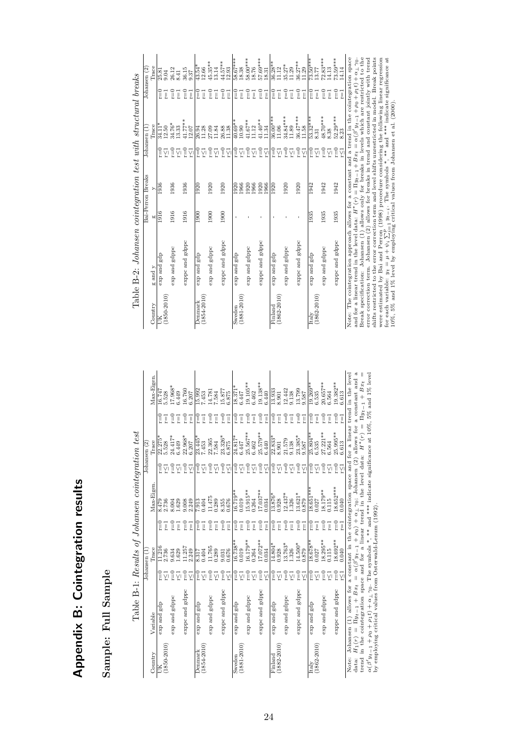# Appendix B: Cointegration results

## Sample: Full Sample

Table B-1: *Results of Johansen cointegration test*

| Country | Variable | Johansen (1) | | | | Johansen (2) | | | |
|---|---|---|---|---|---|---|---|---|---|
| | | | Trace | | Max-Eigen. | | Trace | | Max-Eigen. |
| UK (1850-2010) | exp and gdp | r=0 | 11.216 | r=0 | 8.479 | r=0 | 22.275* | r=0 | 16.747 |
| | | r≤1 | 2.736 | r=1 | 2.736 | r≤1 | 5.528 | r=1 | 5.528 |
| | exp and gdppc | r=0 | 9.634 | r=0 | 8.004 | r=0 | 24.417* | r=0 | 17.968* |
| | | r≤1 | 1.629 | r=1 | 1.629 | r≤1 | 6.449 | r=1 | 6.449 |
| | exppc and gdppc | r=0 | 11.257 | r=0 | 9.008 | r=0 | 22.968* | r=0 | 16.760 |
| | | r≤1 | 2.249 | r=1 | 2.249 | r≤1 | 6.207 | r=1 | 6.207 |
| Denmark (1854-2010) | exp and gdp | r=0 | 8.317 | r=0 | 7.913 | r=0 | 23.445* | r=0 | 15.992 |
| | | r≤1 | 0.404 | r=1 | 0.404 | r≤1 | 7.453 | r=1 | 7.453 |
| | exp and gdppc | r=0 | 11.765 | r=0 | 11.475 | r=0 | 22.365 | r=0 | 14.781 |
| | | r≤1 | 0.289 | r=1 | 0.289 | r≤1 | 7.584 | r=1 | 7.584 |
| | exppc and gdppc | r=0 | 9.031 | r=0 | 8.355 | r=0 | 23.326* | r=0 | 15.877 |
| | | r≤1 | 0.676 | r=1 | 0.676 | r≤1 | 6.875 | r=1 | 6.875 |
| Sweden (1881-2010) | exp and gdp | r=0 | 16.738** | r=0 | 16.719** | r=0 | 24.817* | r=0 | 18.371* |
| | | r≤1 | 0.019 | r=1 | 0.019 | r≤1 | 6.447 | r=1 | 6.447 |
| | exp and gdppc | r=0 | 16.179** | r=0 | 15.915** | r=0 | 25.567** | r=0 | 19.105** |
| | | r≤1 | 0.264 | r=1 | 0.264 | r≤1 | 6.462 | r=1 | 6.462 |
| | exppc and gdppc | r=0 | 17.072** | r=0 | 17.037** | r=0 | 25.579** | r=0 | 19.138** |
| | | r≤1 | 0.034 | r=1 | 0.034 | r≤1 | 6.440 | r=1 | 6.440 |
| Finland (1882-2010) | exp and gdp | r=0 | 14.804* | r=0 | 13.876* | r=0 | 22.833* | r=0 | 13.933 |
| | | r≤1 | 0.928 | r=1 | 0.928 | r≤1 | 8.901 | r=1 | 8.901 |
| | exp and gdppc | r=0 | 13.763* | r=0 | 12.437* | r=0 | 21.579 | r=0 | 12.442 |
| | | r≤1 | 1.326 | r=1 | 1.326 | r≤1 | 9.138 | r=1 | 9.138 |
| | exppc and gdppc | r=0 | 14.500* | r=0 | 13.621* | r=0 | 23.385* | r=0 | 13.799 |
| | | r≤1 | 0.879 | r=1 | 0.879 | r≤1 | 9.587 | r=1 | 9.587 |
| Italy (1862-2010) | exp and gdp | r=0 | 18.678** | r=0 | 18.651*** | r=0 | 25.804** | r=0 | 19.269** |
| | | r≤1 | 0.027 | r=1 | 0.027 | r≤1 | 6.535 | r=1 | 6.535 |
| | exp and gdppc | r=0 | 18.295** | r=0 | 18.179** | r=0 | 27.221** | r=0 | 20.657** |
| | | r≤1 | 0.115 | r=1 | 0.115 | r≤1 | 6.564 | r=1 | 6.564 |
| | exppc and gdppc | r=0 | 18.692** | r=0 | 18.652*** | r=0 | 25.995** | r=0 | 19.382** |
| | | r≤1 | 0.040 | r=1 | 0.040 | r≤1 | 6.613 | r=1 | 6.613 |

Note: Johansen (1) allows for a constant in the cointegration space and for a linear trend in the level data: $H_1(r) = \Pi y_{t-1} + Bx_t = \alpha(\beta' y_{t-1} + \rho_0) + \alpha_\perp \gamma_0$; Johansen (2) allows for a constant and a trend in the cointegration space and for a linear trend in the level data: $H^*(r) = \Pi y_{t-1} + Bx_t = \alpha(\beta' y_{t-1} + \rho_0 + \rho_1 t) + \alpha_\perp \gamma_0$. The symbols *, ** and *** indicate significance at 10%, 5% and 1% level by employing critical values from Osterwald-Lenum (1992).

Table B-2: *Johansen cointegration test with structural breaks*

| Country | g and y | Bai-Perron Breaks | | Johansen (1) | | Johansen (2) | |
|---|---|---|---|---|---|---|---|
| | | g | y | | Trace | | Trace |
| UK (1850-2010) | exp and gdp | 1916 | 1936 | r=0 | 34.11* | r=0 | 25.81 |
| | | | | r≤1 | 12.50 | r=1 | 9.04 |
| | exp and gdppc | 1916 | 1936 | r=0 | 34.76* | r=0 | 26.12 |
| | | | | r≤1 | 13.33 | r=1 | 8.41 |
| | exppc and gdppc | 1916 | 1936 | r=0 | 41.77** | r=0 | 36.15 |
| | | | | r≤1 | 12.07 | r=1 | 9.37 |
| Denmark (1854-2010) | exp and gdp | 1900 | 1920 | r=0 | 26.94 | r=0 | 43.54* |
| | | | | r≤1 | 11.28 | r=1 | 12.66 |
| | exp and gdppc | 1900 | 1920 | r=0 | 27.09 | r=0 | 45.55** |
| | | | | r≤1 | 11.84 | r=1 | 13.14 |
| | exppc and gdppc | 1900 | 1920 | r=0 | 26.88 | r=0 | 44.57** |
| | | | | r≤1 | 11.38 | r=1 | 12.93 |
| Sweden (1881-2010) | exp and gdp | - | 1920 | r=0 | 40.69** | r=0 | 58.67*** |
| | | | 1966 | r≤1 | 10.90 | r=1 | 18.38 |
| | exp and gdppc | - | 1920 | r=0 | 41.67** | r=0 | 58.00*** |
| | | | 1966 | r≤1 | 11.12 | r=1 | 18.76 |
| | exppc and gdppc | - | 1920 | r=0 | 41.40** | r=0 | 57.69*** |
| | | | 1966 | r≤1 | 11.34** | r=1 | 18.31 |
| Finland (1862-2010) | exp and gdp | - | 1920 | r=0 | 36.00*** | r=0 | 36.28** |
| | | | | r≤1 | 11.06 | r=1 | 11.12 |
| | exp and gdppc | - | 1920 | r=0 | 34.84*** | r=0 | 35.27* |
| | | | | r≤1 | 11.89 | r=1 | 11.29 |
| | exppc and gdppc | - | 1920 | r=0 | 36.47*** | r=0 | 36.27** |
| | | | | r≤1 | 11.58 | r=1 | 11.29 |
| Italy (1862-2010) | exp and gdp | 1935 | 1942 | r=0 | 53.32*** | r=0 | 73.50*** |
| | | | | r≤1 | 8.31 | r=1 | 13.77 |
| | exp and gdppc | 1935 | 1942 | r=0 | 48.70*** | r=0 | 72.83*** |
| | | | | r≤1 | 8.38 | r=1 | 14.13 |
| | exppc and gdppc | 1935 | 1942 | r=0 | 52.29*** | r=0 | 73.50*** |
| | | | | r≤1 | 8.23 | r=1 | 14.14 |

Note: The cointegration approach allows for a constant and a trend in the cointegration space and for a linear trend in the level data: $H^*(r) = \Pi y_{t-1} + Bx_t = \alpha(\beta' y_{t-1} + \rho_0 + \rho_1 t) + \alpha_\perp \gamma_0$. Break specification: Johansen (1) allows only for breaks in levels which are restricted to the error correction term. Johansen (2) allows for breaks in trend and constant jointly with trend shifts restricted to the error correction term and level shifts unrestricted in model. Break points were estimated by Bai and Perron (1998) procedure considering the following linear regression for each variable: $y_t = \mu + \psi_i \sum_{i=1}^{p} y_{t-i}$. The symbols *, ** and *** indicate significance at 10%, 5% and 1% level by employing critical values from Johansen et al. (2000).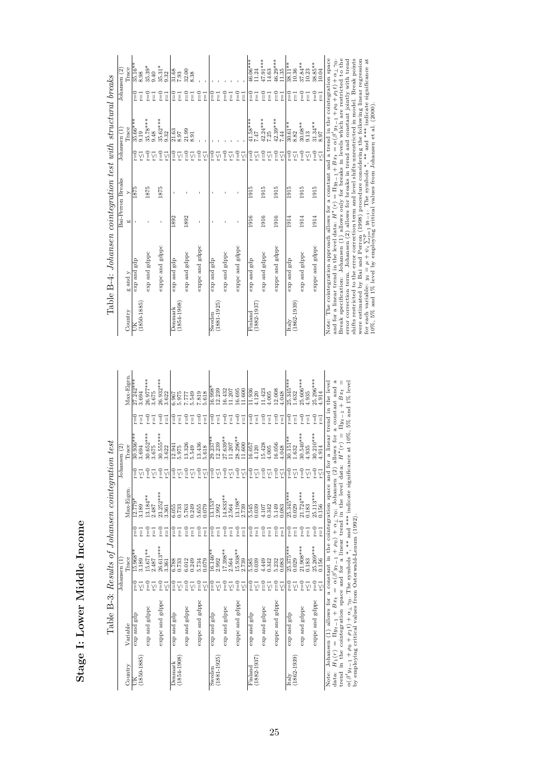# Stage I: Lower Middle Income

Table B-3: *Results of Johansen cointegration test*

| Country | Variable | Johansen (1) | | | | Johansen (2) | | | |
|---|---|---|---|---|---|---|---|---|---|
| | | | Trace | | Max-Eigen. | | Trace | | Max-Eigen. |
| UK (1850-1885) | exp and gdp | r=0 | 15.968** | r=0 | 12.779* | r=0 | 30.936*** | r=0 | 27.242*** |
| | | r≤1 | 3.189 | r=1 | 3.189 | r≤1 | 3.694 | r=1 | 3.694 |
| | exp and gdppc | r=0 | 15.671** | r=0 | 13.184** | r=0 | 30.652*** | r=0 | 26.977*** |
| | | r≤1 | 2.487 | r=1 | 2.487 | r≤1 | 3.675 | r=1 | 3.675 |
| | exppc and gdppc | r=0 | 26.613*** | r=0 | 23.252*** | r=0 | 30.555*** | r=0 | 26.932*** |
| | | r≤1 | 3.361 | r=1 | 3.361 | r≤1 | 3.622 | r=1 | 3.622 |
| Denmark (1854-1908) | exp and gdp | r=0 | 6.788 | r=0 | 6.055 | r=0 | 12.941 | r=0 | 6.967 |
| | | r≤1 | 0.733 | r=1 | 0.733 | r≤1 | 5.975 | r=1 | 5.975 |
| | exp and gdppc | r=0 | 6.012 | r=0 | 5.763 | r=0 | 13.326 | r=0 | 7.777 |
| | | r≤1 | 0.249 | r=1 | 0.249 | r≤1 | 5.549 | r=1 | 5.549 |
| | exppc and gdppc | r=0 | 5.734 | r=0 | 5.655 | r=0 | 13.436 | r=0 | 7.819 |
| | | r≤1 | 0.079 | r=1 | 0.079 | r≤1 | 5.618 | r=1 | 5.618 |
| Sweden (1881-1925) | exp and gdp | r=0 | 16.146** | r=0 | 13.153* | r=0 | 29.237** | r=0 | 16.998* |
| | | r≤1 | 2.992 | r=1 | 2.992 | r≤1 | 12.239 | r=1 | 12.239 |
| | exp and gdppc | r=0 | 17.398** | r=0 | 14.833** | r=0 | 27.639** | r=0 | 16.432 |
| | | r≤1 | 2.564 | r=1 | 2.564 | r≤1 | 11.207 | r=1 | 11.207 |
| | exppc and gdppc | r=0 | 15.938** | r=0 | 13.198* | r=0 | 28.296** | r=0 | 16.695 |
| | | r≤1 | 2.739 | r=1 | 2.739 | r≤1 | 11.600 | r=1 | 11.600 |
| Finland (1882-1937) | exp and gdp | r=0 | 5.585 | r=0 | 5.545 | r=0 | 16.057 | r=0 | 11.936 |
| | | r≤1 | 0.039 | r=1 | 0.039 | r≤1 | 4.120 | r=1 | 4.120 |
| | exp and gdppc | r=0 | 4.449 | r=0 | 4.107 | r=0 | 15.428 | r=0 | 11.423 |
| | | r≤1 | 0.342 | r=1 | 0.342 | r≤1 | 4.005 | r=1 | 4.005 |
| | exppc and gdppc | r=0 | 5.232 | r=0 | 5.149 | r=0 | 16.056 | r=0 | 12.008 |
| | | r≤1 | 0.083 | r=1 | 0.083 | r≤1 | 4.048 | r=1 | 4.048 |
| Italy (1862-1939) | exp and gdp | r=0 | 25.375*** | r=0 | 25.345*** | r=0 | 30.151** | r=0 | 25.345*** |
| | | r≤1 | 0.029 | r=1 | 0.029 | r≤1 | 1.632 | r=1 | 1.632 |
| | exp and gdppc | r=0 | 21.908*** | r=0 | 21.724*** | r=0 | 30.540*** | r=0 | 25.606*** |
| | | r≤1 | 0.183 | r=1 | 0.183 | r≤1 | 4.935 | r=1 | 4.935 |
| | exppc and gdppc | r=0 | 25.269*** | r=0 | 25.113*** | r=0 | 30.210*** | r=0 | 25.296*** |
| | | r≤1 | 0.156 | r=1 | 0.156 | r≤1 | 4.914 | r=1 | 4.914 |

Note: Johansen (1) allows for a constant in the cointegration space and for a linear trend in the level data: $H_1(r) = \Pi y_{t-1} + Bx_t = \alpha(\beta' y_{t-1} + \rho_0) + \alpha_\perp \gamma_0$; Johansen (2) allows for a constant and a trend in the cointegration space and for a linear trend in the level data: $H^*(r) = \Pi y_{t-1} + Bx_t = \alpha(\beta' y_{t-1} + \rho_0 + \rho_1 t) + \alpha_\perp \gamma_0$. The symbols *, ** and *** indicate significance at 10%, 5% and 1% level by employing critical values from Osterwald-Lenum (1992).

Table B-4: *Johansen cointegration test with structural breaks*

| Country | g and y | Bai-Perron Breaks | | Johansen (1) | | Johansen (2) | |
|---|---|---|---|---|---|---|---|
| | | g | y | | Trace | | Trace |
| UK (1850-1885) | exp and gdp | - | 1875 | r=0 | 35.66*** | r=0 | 35.16** |
| | | | | r≤1 | 9.19 | r=1 | 8.98 |
| | exp and gdppc | - | 1875 | r=0 | 35.78*** | r=0 | 35.39* |
| | | | | r≤1 | 9.48 | r=1 | 9.40 |
| | exppc and gdppc | - | 1875 | r=0 | 35.62*** | r=0 | 35.31* |
| | | | | r≤1 | 9.32 | r=1 | 9.32 |
| Denmark (1854-1908) | exp and gdp | 1892 | - | r=0 | 21.63 | r=0 | 31.68 |
| | | | | r≤1 | 8.97 | r=1 | 7.93 |
| | exp and gdppc | 1892 | - | r=0 | 21.99 | r=0 | 32.00 |
| | | | | r≤1 | 8.91 | r=1 | 8.38 |
| | exppc and gdppc | - | - | r=0 | - | r=0 | - |
| | | | | r≤1 | - | r=1 | - |
| Sweden (1881-1925) | exp and gdp | - | - | r=0 | - | r=0 | - |
| | | | | r≤1 | - | r=1 | - |
| | exp and gdppc | - | - | r=0 | - | r=0 | - |
| | | | | r≤1 | - | r=1 | - |
| | exppc and gdppc | - | - | r=0 | - | r=0 | - |
| | | | | r≤1 | - | r=1 | - |
| Finland (1882-1937) | exp and gdp | 1916 | 1915 | r=0 | 41.58*** | r=0 | 46.06*** |
| | | | | r≤1 | 7.47 | r=1 | 11.24 |
| | exp and gdppc | 1916 | 1915 | r=0 | 42.24*** | r=0 | 47.91*** |
| | | | | r≤1 | 7.25 | r=1 | 14.63 |
| | exppc and gdppc | 1916 | 1915 | r=0 | 42.39*** | r=0 | 46.29*** |
| | | | | r≤1 | 7.44 | r=1 | 11.35 |
| Italy (1862-1939) | exp and gdp | 1914 | 1915 | r=0 | 30.61** | r=0 | 38.11** |
| | | | | r≤1 | 8.82 | r=1 | 10.36 |
| | exp and gdppc | 1914 | 1915 | r=0 | 30.08** | r=0 | 37.84** |
| | | | | r≤1 | 9.13 | r=1 | 10.23 |
| | exppc and gdppc | 1914 | 1915 | r=0 | 31.34** | r=0 | 38.85** |
| | | | | r≤1 | 8.97 | r=1 | 10.04 |

Note: The cointegration approach allows for a constant and a trend in the cointegration space and for a linear trend in the level data: $H^*(r) = \Pi y_{t-1} + Bx_t = \alpha(\beta' y_{t-1} + \rho_0 + \rho_1 t) + \alpha_\perp \gamma_0$. Break specification: Johansen (1) allows only for breaks in levels which are restricted to the error correction term. Johansen (2) allows for breaks in trend and constant jointly with trend shifts restricted to the error correction term and level shifts unrestricted in model. Break points were estimated by Bai and Perron (1998) procedure considering the following linear regression for each variable: $y_t = \mu + \psi_i \sum_{i=1}^{p} y_{t-i}$. The symbols *, ** and *** indicate significance at 10%, 5% and 1% level by employing critical values from Johansen et al. (2000).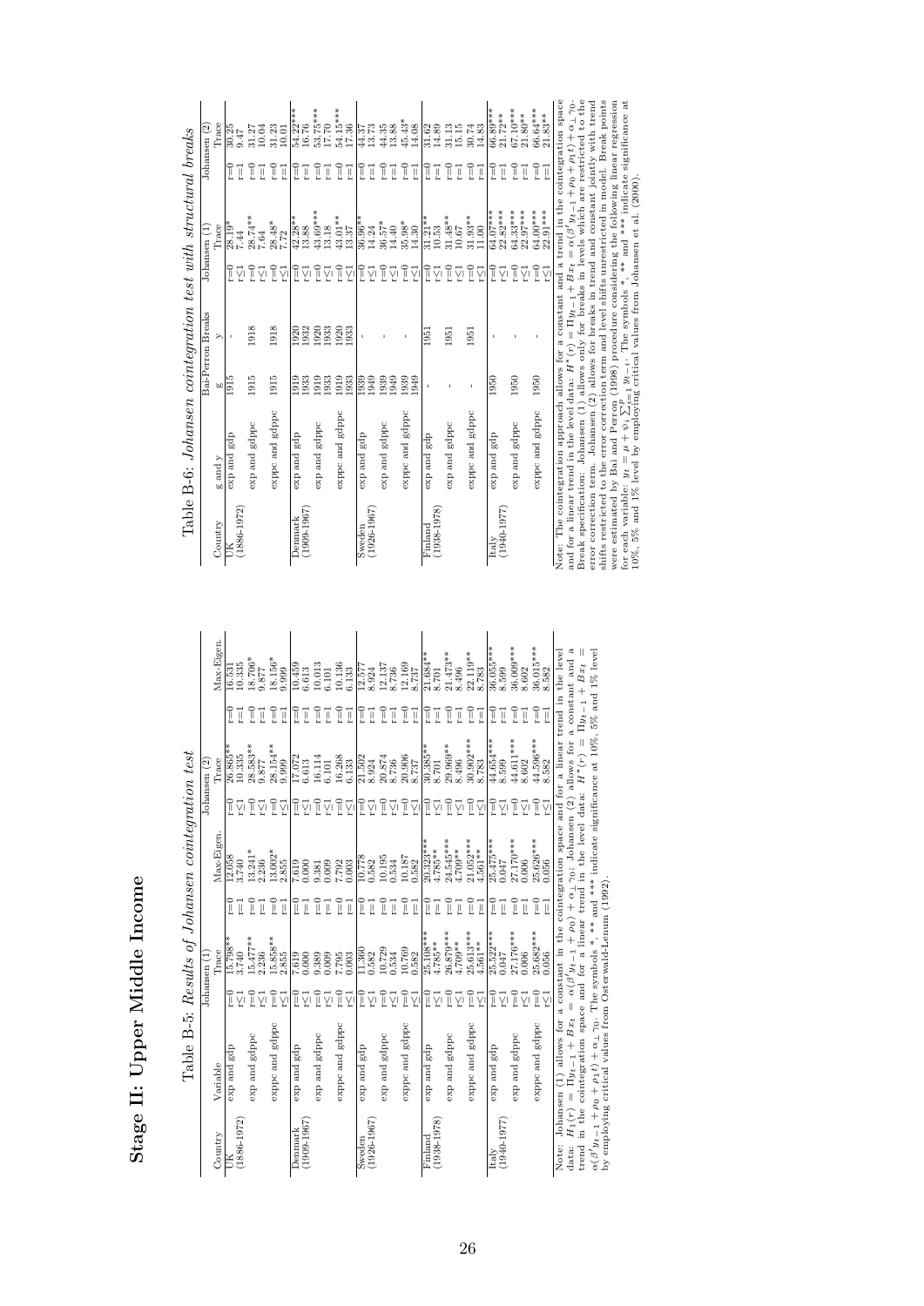# Stage II: Upper Middle Income

Table B-5: *Results of Johansen cointegration test*

| Country | Variable | Johansen (1) | Trace | | Max-Eigen. | Johansen (2) | Trace | | Max-Eigen. |
|---|---|---|---|---|---|---|---|---|---|
| UK | exp and gdp | r=0 | 15.798** | r=0 | 12.058 | r=0 | 26.865** | r=0 | 16.531 |
| (1886-1972) | | r≤1 | 3.740 | r=1 | 3.740 | r≤1 | 10.335 | r=1 | 10.335 |
| | exp and gdppc | r=0 | 15.477** | r=0 | 13.241* | r=0 | 28.583** | r=0 | 18.706* |
| | | r≤1 | 2.236 | r=1 | 2.236 | r≤1 | 9.877 | r=1 | 9.877 |
| | exppc and gdppc | r=0 | 15.858** | r=0 | 13.002* | r=0 | 28.154** | r=0 | 18.156* |
| | | r≤1 | 2.855 | r=1 | 2.855 | r≤1 | 9.999 | r=1 | 9.999 |
| Denmark | exp and gdp | r=0 | 7.619 | r=0 | 7.619 | r=0 | 17.072 | r=0 | 10.459 |
| (1909-1967) | | r≤1 | 0.000 | r=1 | 0.000 | r≤1 | 6.613 | r=1 | 6.613 |
| | exp and gdppc | r=0 | 9.389 | r=0 | 9.381 | r=0 | 16.114 | r=0 | 10.013 |
| | | r≤1 | 0.009 | r=1 | 0.009 | r≤1 | 6.101 | r=1 | 6.101 |
| | exppc and gdppc | r=0 | 7.795 | r=0 | 7.792 | r=0 | 16.268 | r=0 | 10.136 |
| | | r≤1 | 0.003 | r=1 | 0.003 | r≤1 | 6.133 | r=1 | 6.133 |
| Sweden | exp and gdp | r=0 | 11.360 | r=0 | 10.778 | r=0 | 21.502 | r=0 | 12.577 |
| (1926-1967) | | r≤1 | 0.582 | r=1 | 0.582 | r≤1 | 8.924 | r=1 | 8.924 |
| | exp and gdppc | r=0 | 10.729 | r=0 | 10.195 | r=0 | 20.874 | r=0 | 12.137 |
| | | r≤1 | 0.534 | r=1 | 0.534 | r≤1 | 8.736 | r=1 | 8.736 |
| | exppc and gdppc | r=0 | 10.769 | r=0 | 10.187 | r=0 | 20.906 | r=0 | 12.169 |
| | | r≤1 | 0.582 | r=1 | 0.582 | r≤1 | 8.737 | r=1 | 8.737 |
| Finland | exp and gdp | r=0 | 25.108*** | r=0 | 20.323*** | r=0 | 30.385** | r=0 | 21.684** |
| (1938-1978) | | r≤1 | 4.785** | r=1 | 4.785** | r≤1 | 8.701 | r=1 | 8.701 |
| | exp and gdppc | r=0 | 26.879*** | r=0 | 24.545*** | r=0 | 29.969** | r=0 | 21.473** |
| | | r≤1 | 4.709** | r=1 | 4.709** | r≤1 | 8.496 | r=1 | 8.496 |
| | exppc and gdppc | r=0 | 25.613*** | r=0 | 21.052*** | r=0 | 30.902*** | r=0 | 22.119** |
| | | r≤1 | 4.561** | r=1 | 4.561** | r≤1 | 8.783 | r=1 | 8.783 |
| Italy | exp and gdp | r=0 | 25.522*** | r=0 | 25.475*** | r=0 | 44.654*** | r=0 | 36.055*** |
| (1940-1977) | | r≤1 | 0.047 | r=1 | 0.047 | r≤1 | 8.599 | r=1 | 8.599 |
| | exp and gdppc | r=0 | 27.176*** | r=0 | 27.170*** | r=0 | 44.611*** | r=0 | 36.009*** |
| | | r≤1 | 0.006 | r=1 | 0.006 | r≤1 | 8.602 | r=1 | 8.602 |
| | exppc and gdppc | r=0 | 25.682*** | r=0 | 25.626*** | r=0 | 44.596*** | r=0 | 36.015*** |
| | | r≤1 | 0.056 | r=1 | 0.056 | r≤1 | 8.582 | r=1 | 8.582 |

Note: Johansen (1) allows for a constant in the cointegration space and for a linear trend in the level data: $H_1(r) = \Pi y_{t-1} + Bx_t = \alpha(\beta' y_{t-1} + \rho_0) + \alpha_\perp \gamma_0$; Johansen (2) allows for a constant and a trend in the cointegration space and for a linear trend in the level data: $H^*(r) = \Pi y_{t-1} + Bx_t = \alpha(\beta' y_{t-1} + \rho_0 + \rho_1 t) + \alpha_\perp \gamma_0$. The symbols *, ** and *** indicate significance at 10%, 5% and 1% level by employing critical values from Osterwald-Lenum (1992).

Table B-6: *Johansen cointegration test with structural breaks*

| Country | g and y | Bai-Perron Breaks g | y | Johansen (1) | Trace | Johansen (2) | Trace |
|---|---|---|---|---|---|---|---|
| UK | exp and gdp | 1915 | - | r=0 | 28.19* | r=0 | 30.25 |
| (1886-1972) | | | | r≤1 | 7.44 | r=1 | 9.47 |
| | exp and gdppc | 1915 | 1918 | r=0 | 28.74** | r=0 | 31.27 |
| | | | | r≤1 | 7.64 | r=1 | 10.04 |
| | exppc and gdppc | 1915 | 1918 | r=0 | 28.48* | r=0 | 31.23 |
| | | | | r≤1 | 7.72 | r=1 | 10.01 |
| Denmark | exp and gdp | 1919 | 1920 | r=0 | 42.28** | r=0 | 54.22*** |
| (1909-1967) | | 1933 | 1932 | r≤1 | 13.88 | r=1 | 16.76 |
| | exp and gdppc | 1919 | 1920 | r=0 | 43.69*** | r=0 | 53.75*** |
| | | 1933 | 1931 | r≤1 | 13.18 | r=1 | 17.70 |
| | exppc and gdppc | 1919 | 1920 | r=0 | 43.01** | r=0 | 54.15*** |
| | | 1933 | 1933 | r≤1 | 13.37 | r=1 | 17.36 |
| Sweden | exp and gdp | 1939 | - | r=0 | 36.96** | r=0 | 44.37 |
| (1926-1967) | | 1949 | | r≤1 | 14.24 | r=1 | 13.73 |
| | exp and gdppc | 1939 | - | r=0 | 36.57* | r=0 | 44.35 |
| | | 1949 | | r≤1 | 14.40 | r=1 | 13.88 |
| | exppc and gdppc | 1939 | - | r=0 | 35.98* | r=0 | 45.43* |
| | | 1949 | | r≤1 | 14.30 | r=1 | 14.08 |
| Finland | exp and gdp | - | 1951 | r=0 | 31.21** | r=0 | 31.62 |
| (1938-1978) | | | | r≤1 | 10.53 | r=1 | 14.89 |
| | exp and gdppc | - | 1951 | r=0 | 31.48** | r=0 | 31.13 |
| | | | | r≤1 | 10.67 | r=1 | 15.15 |
| | exppc and gdppc | - | 1951 | r=0 | 31.93** | r=0 | 30.74 |
| | | | | r≤1 | 11.00 | r=1 | 14.83 |
| Italy | exp and gdp | 1950 | - | r=0 | 64.07*** | r=0 | 66.89*** |
| (1940-1977) | | | | r≤1 | 22.82*** | r=1 | 21.72** |
| | exp and gdppc | 1950 | - | r=0 | 64.33*** | r=0 | 67.10*** |
| | | | | r≤1 | 22.97*** | r=1 | 21.80** |
| | exppc and gdppc | 1950 | - | r=0 | 64.00*** | r=0 | 66.64*** |
| | | | | r≤1 | 22.91*** | r=1 | 21.83** |

Note: The cointegration approach allows for a constant and a trend in the cointegration space and for a linear trend in the level data: $H^*(r) = \Pi y_{t-1} + Bx_t = \alpha(\beta' y_{t-1} + \rho_0 + \rho_1 t) + \alpha_\perp \gamma_0$. Break specification: Johansen (1) allows only for breaks in levels which are restricted to the error correction term. Johansen (2) allows for breaks in trend and constant jointly with trend shifts restricted to the error correction term and level shifts unrestricted in model. Break points were estimated by Bai and Perron (1998) procedure considering the following linear regression for each variable: $y_t = \mu + \psi_i \sum_{i=1}^{p} y_{t-i}$. The symbols *, ** and *** indicate significance at 10%, 5% and 1% level by employing critical values from Johansen et al. (2000).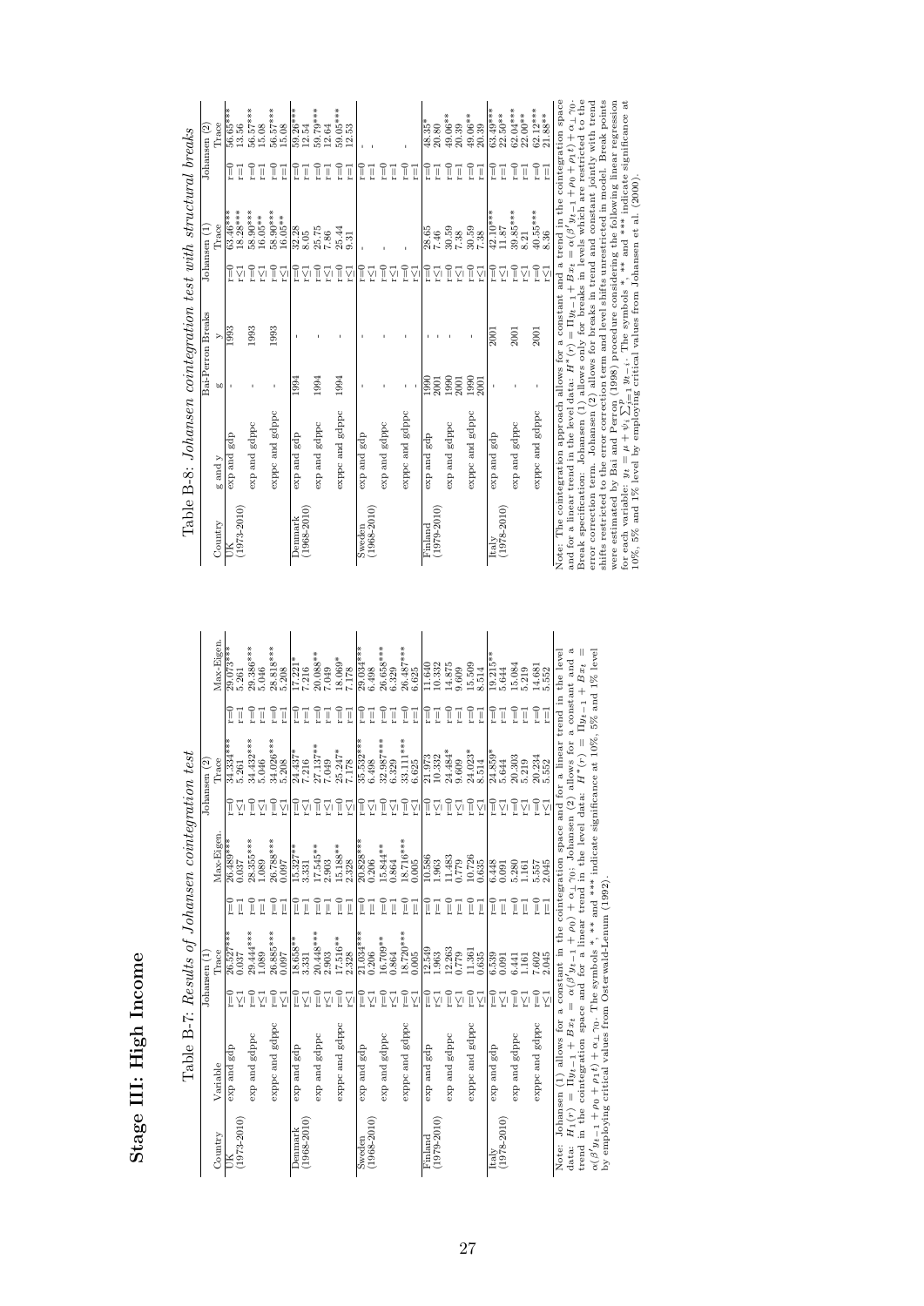# Stage III: High Income

Table B-7: *Results of Johansen cointegration test*

| Country | Variable | Johansen (1) | | | | Johansen (2) | | | |
|---|---|---|---|---|---|---|---|---|---|
| | | | Trace | | Max-Eigen. | | Trace | | Max-Eigen. |
| UK | exp and gdp | r=0 | 26.527*** | r=0 | 26.489*** | r=0 | 34.334*** | r=0 | 29.073*** |
| (1973-2010) | | r≤1 | 0.037 | r=1 | 0.037 | r≤1 | 5.261 | r=1 | 5.261 |
| | exp and gdppc | r=0 | 29.444*** | r=0 | 28.355*** | r=0 | 34.432*** | r=0 | 29.386*** |
| | | r≤1 | 1.089 | r=1 | 1.089 | r≤1 | 5.046 | r=1 | 5.046 |
| | exppc and gdppc | r=0 | 26.885*** | r=0 | 26.788*** | r=0 | 34.026*** | r=0 | 28.818*** |
| | | r≤1 | 0.097 | r=1 | 0.097 | r≤1 | 5.208 | r=1 | 5.208 |
| Denmark | exp and gdp | r=0 | 18.658** | r=0 | 15.327** | r=0 | 24.437* | r=0 | 17.221* |
| (1968-2010) | | r≤1 | 3.331 | r=1 | 3.331 | r≤1 | 7.216 | r=1 | 7.216 |
| | exp and gdppc | r=0 | 20.448*** | r=0 | 17.545** | r=0 | 27.137** | r=0 | 20.088** |
| | | r≤1 | 2.903 | r=1 | 2.903 | r≤1 | 7.049 | r=1 | 7.049 |
| | exppc and gdppc | r=0 | 17.516** | r=0 | 15.188** | r=0 | 25.247* | r=0 | 18.069* |
| | | r≤1 | 2.328 | r=1 | 2.328 | r≤1 | 7.178 | r=1 | 7.178 |
| Sweden | exp and gdp | r=0 | 21.034*** | r=0 | 20.828*** | r=0 | 35.532*** | r=0 | 29.034*** |
| (1968-2010) | | r≤1 | 0.206 | r=1 | 0.206 | r≤1 | 6.498 | r=1 | 6.498 |
| | exp and gdppc | r=0 | 16.709** | r=0 | 15.844** | r=0 | 32.987*** | r=0 | 26.658*** |
| | | r≤1 | 0.864 | r=1 | 0.864 | r≤1 | 6.329 | r=1 | 6.329 |
| | exppc and gdppc | r=0 | 18.720*** | r=0 | 18.716*** | r=0 | 33.111*** | r=0 | 26.487*** |
| | | r≤1 | 0.005 | r=1 | 0.005 | r≤1 | 6.625 | r=1 | 6.625 |
| Finland | exp and gdp | r=0 | 12.549 | r=0 | 10.586 | r=0 | 21.973 | r=0 | 11.640 |
| (1979-2010) | | r≤1 | 1.963 | r=1 | 1.963 | r≤1 | 10.332 | r=1 | 10.332 |
| | exp and gdppc | r=0 | 12.263 | r=0 | 11.483 | r=0 | 24.484* | r=0 | 14.875 |
| | | r≤1 | 0.779 | r=1 | 0.779 | r≤1 | 9.609 | r=1 | 9.609 |
| | exppc and gdppc | r=0 | 11.361 | r=0 | 10.726 | r=0 | 24.023* | r=0 | 15.509 |
| | | r≤1 | 0.635 | r=1 | 0.635 | r≤1 | 8.514 | r=1 | 8.514 |
| Italy | exp and gdp | r=0 | 6.539 | r=0 | 6.448 | r=0 | 24.859* | r=0 | 19.215** |
| (1978-2010) | | r≤1 | 0.091 | r=1 | 0.091 | r≤1 | 5.644 | r=1 | 5.644 |
| | exp and gdppc | r=0 | 6.441 | r=0 | 5.280 | r=0 | 20.303 | r=0 | 15.084 |
| | | r≤1 | 1.161 | r=1 | 1.161 | r≤1 | 5.219 | r=1 | 5.219 |
| | exppc and gdppc | r=0 | 7.602 | r=0 | 5.557 | r=0 | 20.234 | r=0 | 14.681 |
| | | r≤1 | 2.045 | r=1 | 2.045 | r≤1 | 5.552 | r=1 | 5.552 |

Note: Johansen (1) allows for a constant and for a linear trend in the cointegration space and for a linear trend in the level data: $H_1(r) = \Pi y_{t-1} + B x_t = \alpha(\beta' y_{t-1} + \rho_0) + \alpha_\perp \gamma_0$; Johansen (2) allows for a constant and a trend in the cointegration space and for a linear trend in the level data: $H^*(r) = \Pi y_{t-1} + B x_t = \alpha(\beta' y_{t-1} + \rho_0 + \rho_1 t) + \alpha_\perp \gamma_0$. The symbols *, ** and *** indicate significance at 10%, 5% and 1% level by employing critical values from Osterwald-Lenum (1992).

Table B-8: *Johansen cointegration test with structural breaks*

| Country | g and y | Bai-Perron Breaks | | Johansen (1) | | Johansen (2) | |
|---|---|---|---|---|---|---|---|
| | | g | y | | Trace | | Trace |
| UK | exp and gdp | - | 1993 | r=0 | 63.46*** | r=0 | 56.65*** |
| (1973-2010) | | | | r≤1 | 18.28*** | r=1 | 13.56 |
| | exp and gdppc | - | 1993 | r=0 | 58.90*** | r=0 | 56.57*** |
| | | | | r≤1 | 16.05** | r=1 | 15.08 |
| | exppc and gdppc | - | 1993 | r=0 | 58.90*** | r=0 | 56.57*** |
| | | | | r≤1 | 16.05** | r=1 | 15.08 |
| Denmark | exp and gdp | 1994 | - | r=0 | 32.28 | r=0 | 59.26*** |
| (1968-2010) | | | | r≤1 | 8.05 | r=1 | 12.54 |
| | exp and gdppc | 1994 | - | r=0 | 25.75 | r=0 | 59.79*** |
| | | | | r≤1 | 7.86 | r=1 | 12.64 |
| | exppc and gdppc | 1994 | - | r=0 | 25.44 | r=0 | 59.05*** |
| | | | | r≤1 | 9.31 | r=1 | 12.53 |
| Sweden | exp and gdp | - | - | r=0 | - | r=0 | - |
| (1968-2010) | | | | r≤1 | | r=1 | |
| | exp and gdppc | - | - | r=0 | - | r=0 | - |
| | | | | r≤1 | | r=1 | |
| | exppc and gdppc | - | - | r=0 | - | r=0 | - |
| | | | | r≤1 | | r=1 | |
| Finland | exp and gdp | 1990 | - | r=0 | 28.65 | r=0 | 48.35* |
| (1979-2010) | | 2001 | | r≤1 | 7.46 | r=1 | 20.80 |
| | exp and gdppc | 1990 | - | r=0 | 30.59 | r=0 | 49.06** |
| | | 2001 | | r≤1 | 7.38 | r=1 | 20.39 |
| | exppc and gdppc | 1990 | - | r=0 | 30.59 | r=0 | 49.06** |
| | | 2001 | | r≤1 | 7.38 | r=1 | 20.39 |
| Italy | exp and gdp | - | 2001 | r=0 | 42.10*** | r=0 | 63.49*** |
| (1978-2010) | | | | r≤1 | 11.87 | r=1 | 22.50** |
| | exp and gdppc | - | 2001 | r=0 | 39.85*** | r=0 | 62.04*** |
| | | | | r≤1 | 8.21 | r=1 | 22.00** |
| | exppc and gdppc | - | 2001 | r=0 | 40.55*** | r=0 | 62.12*** |
| | | | | r≤1 | 8.36 | r=1 | 21.88** |

Note: The cointegration approach allows for a constant and a trend in the cointegration space and for a linear trend in the level data: $H^*(r) = \Pi y_{t-1} + B x_t = \alpha(\beta' y_{t-1} + \rho_0 + \rho_1 t) + \alpha_\perp \gamma_0$. Break specification: Johansen (1) allows only for breaks in levels which are restricted to the error correction term. Johansen (2) allows for breaks in trend and constant jointly with trend shifts restricted to the error correction term and level shifts unrestricted in model. Break points were estimated by Bai and Perron (1998) procedure considering the following linear regression for each variable: $y_t = \mu + \psi_i \sum_{i=1}^{p} y_{t-i}$. The symbols *, ** and *** indicate significance at 10%, 5% and 1% level by employing critical values from Johansen et al. (2000).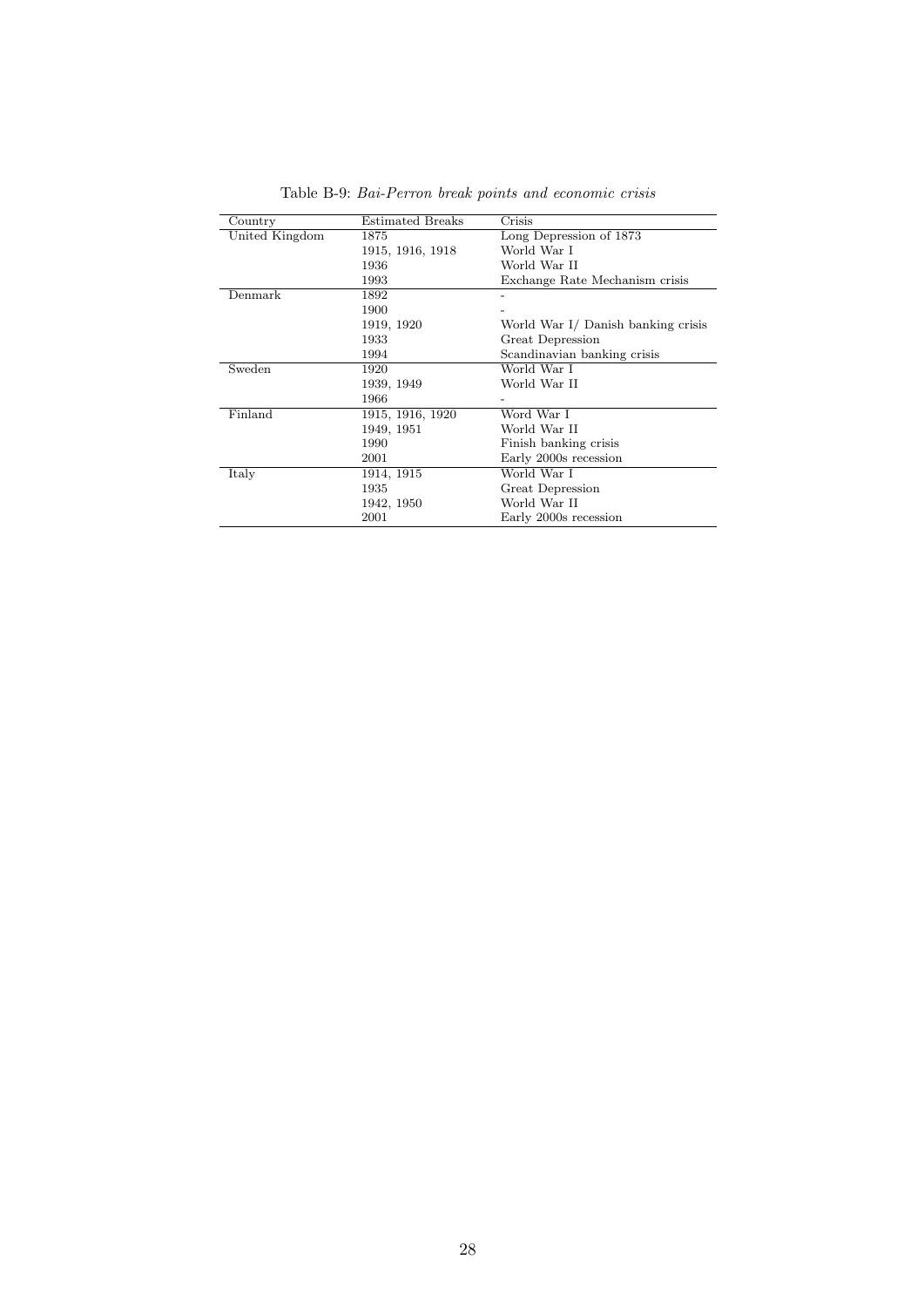Table B-9: *Bai-Perron break points and economic crisis*

| Country | Estimated Breaks | Crisis |
|---|---|---|
| United Kingdom | 1875 | Long Depression of 1873 |
| | 1915, 1916, 1918 | World War I |
| | 1936 | World War II |
| | 1993 | Exchange Rate Mechanism crisis |
| Denmark | 1892 | - |
| | 1900 | - |
| | 1919, 1920 | World War I/ Danish banking crisis |
| | 1933 | Great Depression |
| | 1994 | Scandinavian banking crisis |
| Sweden | 1920 | World War I |
| | 1939, 1949 | World War II |
| | 1966 | - |
| Finland | 1915, 1916, 1920 | Word War I |
| | 1949, 1951 | World War II |
| | 1990 | Finish banking crisis |
| | 2001 | Early 2000s recession |
| Italy | 1914, 1915 | World War I |
| | 1935 | Great Depression |
| | 1942, 1950 | World War II |
| | 2001 | Early 2000s recession |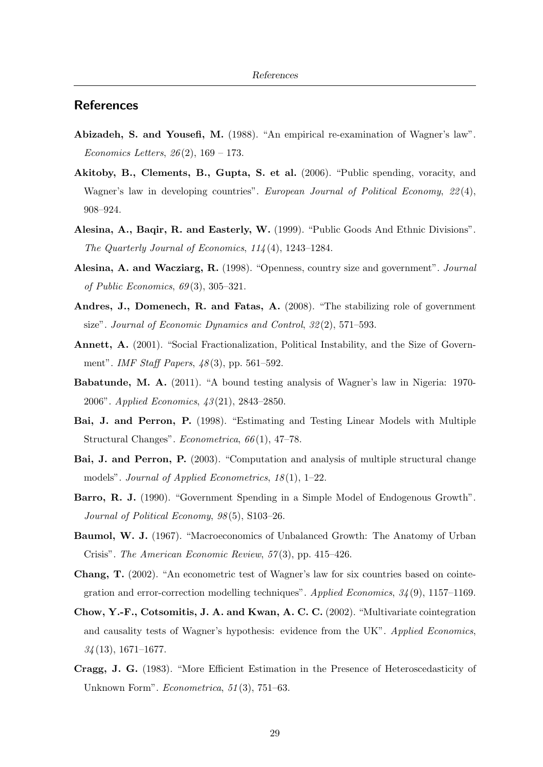## References

**Abizadeh, S. and Yousefi, M.** (1988). "An empirical re-examination of Wagner's law". *Economics Letters*, *26*(2), 169 – 173.

**Akitoby, B., Clements, B., Gupta, S. et al.** (2006). "Public spending, voracity, and Wagner's law in developing countries". *European Journal of Political Economy*, *22*(4), 908–924.

**Alesina, A., Baqir, R. and Easterly, W.** (1999). "Public Goods And Ethnic Divisions". *The Quarterly Journal of Economics*, *114*(4), 1243–1284.

**Alesina, A. and Wacziarg, R.** (1998). "Openness, country size and government". *Journal of Public Economics*, *69*(3), 305–321.

**Andres, J., Domenech, R. and Fatas, A.** (2008). "The stabilizing role of government size". *Journal of Economic Dynamics and Control*, *32*(2), 571–593.

**Annett, A.** (2001). "Social Fractionalization, Political Instability, and the Size of Government". *IMF Staff Papers*, *48*(3), pp. 561–592.

**Babatunde, M. A.** (2011). "A bound testing analysis of Wagner's law in Nigeria: 1970-2006". *Applied Economics*, *43*(21), 2843–2850.

**Bai, J. and Perron, P.** (1998). "Estimating and Testing Linear Models with Multiple Structural Changes". *Econometrica*, *66*(1), 47–78.

**Bai, J. and Perron, P.** (2003). "Computation and analysis of multiple structural change models". *Journal of Applied Econometrics*, *18*(1), 1–22.

**Barro, R. J.** (1990). "Government Spending in a Simple Model of Endogenous Growth". *Journal of Political Economy*, *98*(5), S103–26.

**Baumol, W. J.** (1967). "Macroeconomics of Unbalanced Growth: The Anatomy of Urban Crisis". *The American Economic Review*, *57*(3), pp. 415–426.

**Chang, T.** (2002). "An econometric test of Wagner's law for six countries based on cointegration and error-correction modelling techniques". *Applied Economics*, *34*(9), 1157–1169.

**Chow, Y.-F., Cotsomitis, J. A. and Kwan, A. C. C.** (2002). "Multivariate cointegration and causality tests of Wagner's hypothesis: evidence from the UK". *Applied Economics*, *34*(13), 1671–1677.

**Cragg, J. G.** (1983). "More Efficient Estimation in the Presence of Heteroscedasticity of Unknown Form". *Econometrica*, *51*(3), 751–63.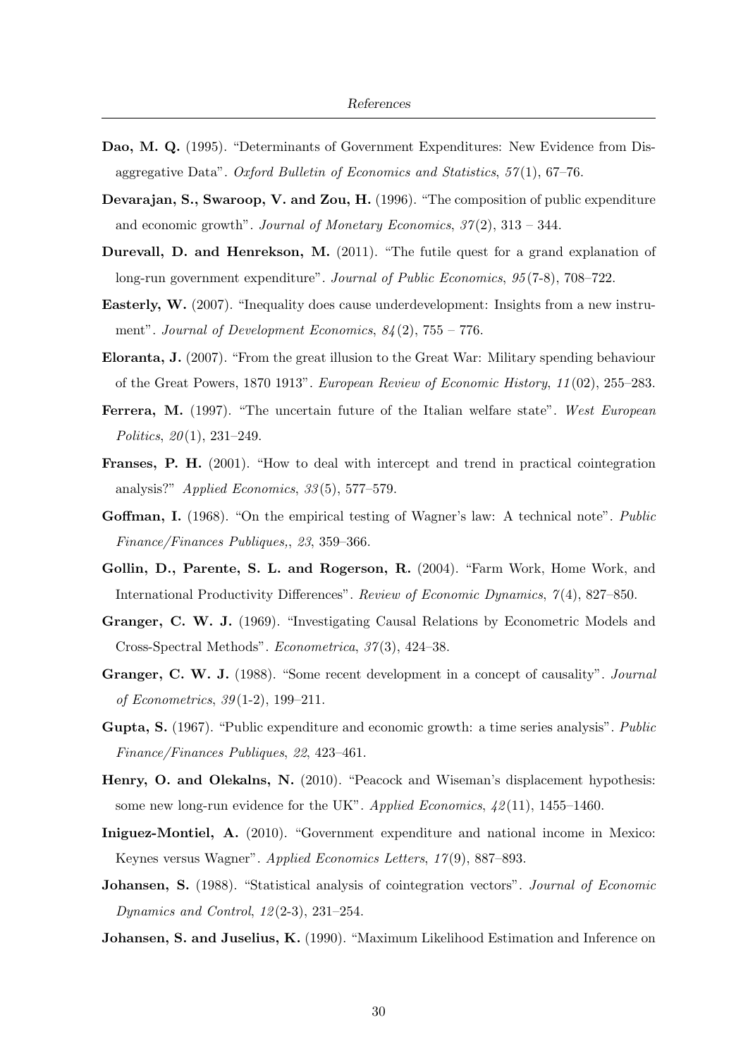**Dao, M. Q.** (1995). "Determinants of Government Expenditures: New Evidence from Disaggregative Data". *Oxford Bulletin of Economics and Statistics*, *57*(1), 67–76.

**Devarajan, S., Swaroop, V. and Zou, H.** (1996). "The composition of public expenditure and economic growth". *Journal of Monetary Economics*, *37*(2), 313 – 344.

**Durevall, D. and Henrekson, M.** (2011). "The futile quest for a grand explanation of long-run government expenditure". *Journal of Public Economics*, *95*(7-8), 708–722.

**Easterly, W.** (2007). "Inequality does cause underdevelopment: Insights from a new instrument". *Journal of Development Economics*, *84*(2), 755 – 776.

**Eloranta, J.** (2007). "From the great illusion to the Great War: Military spending behaviour of the Great Powers, 1870 1913". *European Review of Economic History*, *11*(02), 255–283.

**Ferrera, M.** (1997). "The uncertain future of the Italian welfare state". *West European Politics*, *20*(1), 231–249.

**Franses, P. H.** (2001). "How to deal with intercept and trend in practical cointegration analysis?" *Applied Economics*, *33*(5), 577–579.

**Goffman, I.** (1968). "On the empirical testing of Wagner's law: A technical note". *Public Finance/Finances Publiques,*, *23*, 359–366.

**Gollin, D., Parente, S. L. and Rogerson, R.** (2004). "Farm Work, Home Work, and International Productivity Differences". *Review of Economic Dynamics*, *7*(4), 827–850.

**Granger, C. W. J.** (1969). "Investigating Causal Relations by Econometric Models and Cross-Spectral Methods". *Econometrica*, *37*(3), 424–38.

**Granger, C. W. J.** (1988). "Some recent development in a concept of causality". *Journal of Econometrics*, *39*(1-2), 199–211.

**Gupta, S.** (1967). "Public expenditure and economic growth: a time series analysis". *Public Finance/Finances Publiques*, *22*, 423–461.

**Henry, O. and Olekalns, N.** (2010). "Peacock and Wiseman's displacement hypothesis: some new long-run evidence for the UK". *Applied Economics*, *42*(11), 1455–1460.

**Iniguez-Montiel, A.** (2010). "Government expenditure and national income in Mexico: Keynes versus Wagner". *Applied Economics Letters*, *17*(9), 887–893.

**Johansen, S.** (1988). "Statistical analysis of cointegration vectors". *Journal of Economic Dynamics and Control*, *12*(2-3), 231–254.

**Johansen, S. and Juselius, K.** (1990). "Maximum Likelihood Estimation and Inference on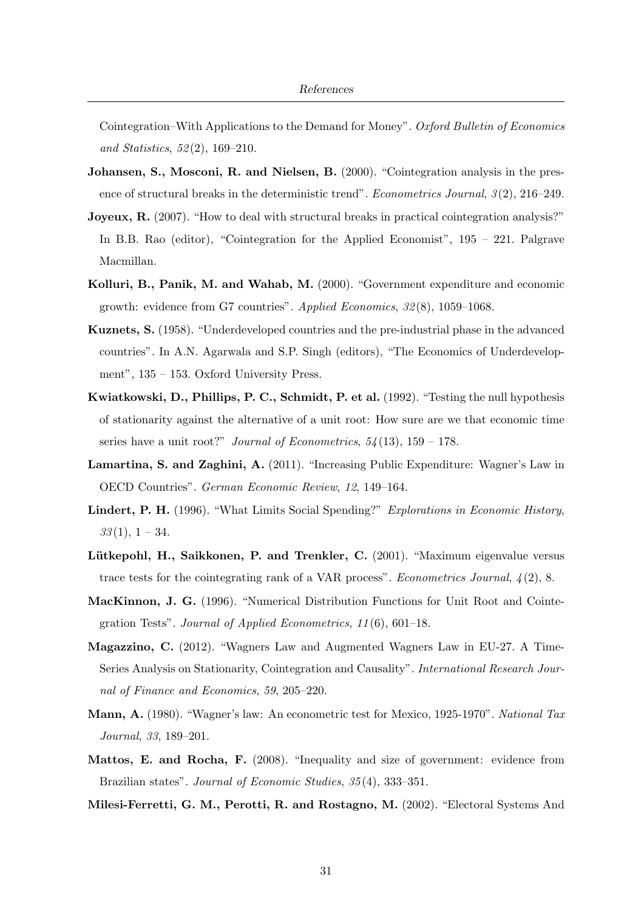Cointegration–With Applications to the Demand for Money". *Oxford Bulletin of Economics and Statistics*, *52*(2), 169–210.

**Johansen, S., Mosconi, R. and Nielsen, B.** (2000). "Cointegration analysis in the presence of structural breaks in the deterministic trend". *Econometrics Journal*, *3*(2), 216–249.

**Joyeux, R.** (2007). "How to deal with structural breaks in practical cointegration analysis?" In B.B. Rao (editor), "Cointegration for the Applied Economist", 195 – 221. Palgrave Macmillan.

**Kolluri, B., Panik, M. and Wahab, M.** (2000). "Government expenditure and economic growth: evidence from G7 countries". *Applied Economics*, *32*(8), 1059–1068.

**Kuznets, S.** (1958). "Underdeveloped countries and the pre-industrial phase in the advanced countries". In A.N. Agarwala and S.P. Singh (editors), "The Economics of Underdevelopment", 135 – 153. Oxford University Press.

**Kwiatkowski, D., Phillips, P. C., Schmidt, P. et al.** (1992). "Testing the null hypothesis of stationarity against the alternative of a unit root: How sure are we that economic time series have a unit root?" *Journal of Econometrics*, *54*(13), 159 – 178.

**Lamartina, S. and Zaghini, A.** (2011). "Increasing Public Expenditure: Wagner's Law in OECD Countries". *German Economic Review*, *12*, 149–164.

**Lindert, P. H.** (1996). "What Limits Social Spending?" *Explorations in Economic History*, *33*(1), 1 – 34.

**Lütkepohl, H., Saikkonen, P. and Trenkler, C.** (2001). "Maximum eigenvalue versus trace tests for the cointegrating rank of a VAR process". *Econometrics Journal*, *4*(2), 8.

**MacKinnon, J. G.** (1996). "Numerical Distribution Functions for Unit Root and Cointegration Tests". *Journal of Applied Econometrics*, *11*(6), 601–18.

**Magazzino, C.** (2012). "Wagners Law and Augmented Wagners Law in EU-27. A Time-Series Analysis on Stationarity, Cointegration and Causality". *International Research Journal of Finance and Economics*, *59*, 205–220.

**Mann, A.** (1980). "Wagner's law: An econometric test for Mexico, 1925-1970". *National Tax Journal*, *33*, 189–201.

**Mattos, E. and Rocha, F.** (2008). "Inequality and size of government: evidence from Brazilian states". *Journal of Economic Studies*, *35*(4), 333–351.

**Milesi-Ferretti, G. M., Perotti, R. and Rostagno, M.** (2002). "Electoral Systems And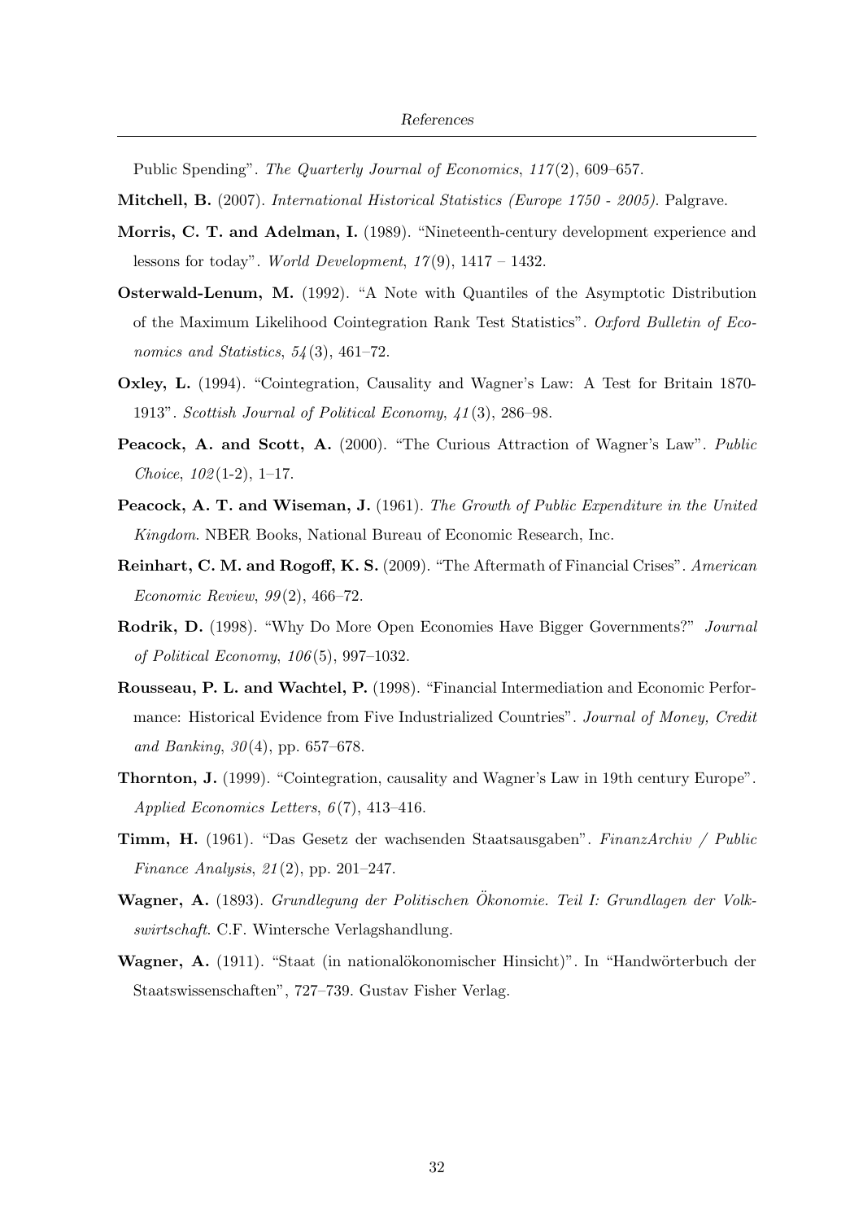Public Spending". *The Quarterly Journal of Economics*, *117*(2), 609–657.

**Mitchell, B.** (2007). *International Historical Statistics (Europe 1750 - 2005)*. Palgrave.

**Morris, C. T. and Adelman, I.** (1989). "Nineteenth-century development experience and lessons for today". *World Development*, *17*(9), 1417 – 1432.

**Osterwald-Lenum, M.** (1992). "A Note with Quantiles of the Asymptotic Distribution of the Maximum Likelihood Cointegration Rank Test Statistics". *Oxford Bulletin of Economics and Statistics*, *54*(3), 461–72.

**Oxley, L.** (1994). "Cointegration, Causality and Wagner's Law: A Test for Britain 1870-1913". *Scottish Journal of Political Economy*, *41*(3), 286–98.

**Peacock, A. and Scott, A.** (2000). "The Curious Attraction of Wagner's Law". *Public Choice*, *102*(1-2), 1–17.

**Peacock, A. T. and Wiseman, J.** (1961). *The Growth of Public Expenditure in the United Kingdom*. NBER Books, National Bureau of Economic Research, Inc.

**Reinhart, C. M. and Rogoff, K. S.** (2009). "The Aftermath of Financial Crises". *American Economic Review*, *99*(2), 466–72.

**Rodrik, D.** (1998). "Why Do More Open Economies Have Bigger Governments?" *Journal of Political Economy*, *106*(5), 997–1032.

**Rousseau, P. L. and Wachtel, P.** (1998). "Financial Intermediation and Economic Performance: Historical Evidence from Five Industrialized Countries". *Journal of Money, Credit and Banking*, *30*(4), pp. 657–678.

**Thornton, J.** (1999). "Cointegration, causality and Wagner's Law in 19th century Europe". *Applied Economics Letters*, *6*(7), 413–416.

**Timm, H.** (1961). "Das Gesetz der wachsenden Staatsausgaben". *FinanzArchiv / Public Finance Analysis*, *21*(2), pp. 201–247.

**Wagner, A.** (1893). *Grundlegung der Politischen Ökonomie. Teil I: Grundlagen der Volkswirtschaft*. C.F. Wintersche Verlagshandlung.

**Wagner, A.** (1911). "Staat (in nationalökonomischer Hinsicht)". In "Handwörterbuch der Staatswissenschaften", 727–739. Gustav Fisher Verlag.